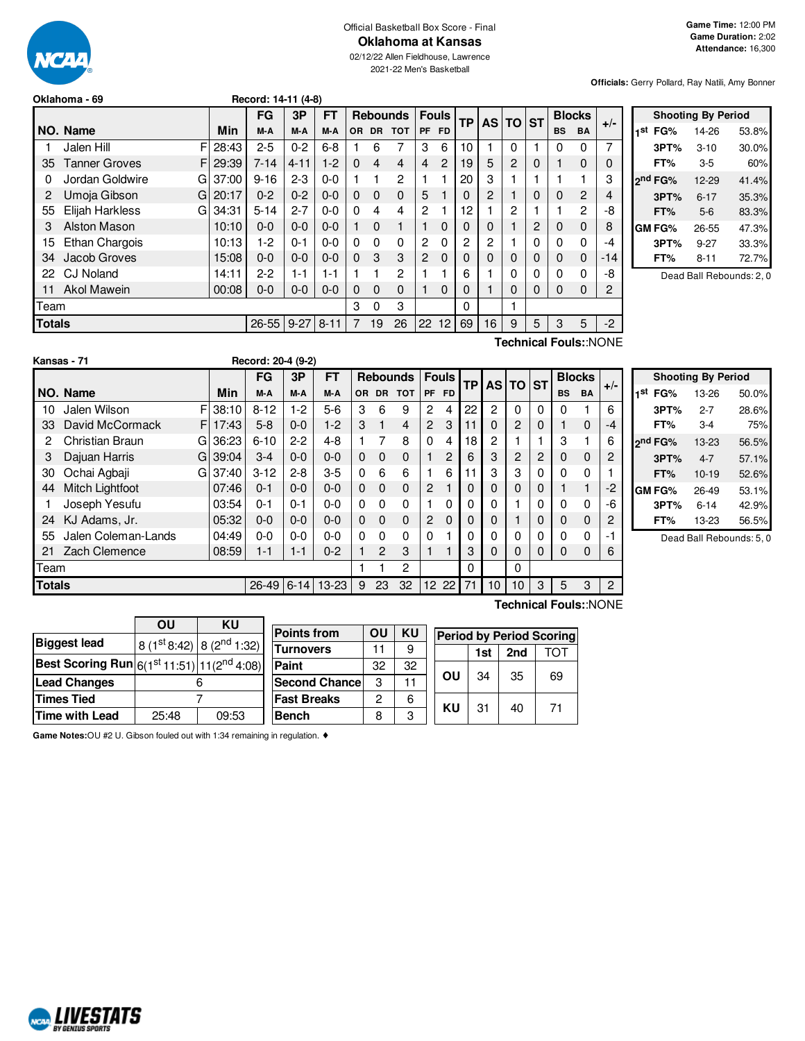Official Basketball Box Score - Final

# Oklahoma at Kansas

02/12/22 Allen Fieldhouse, Lawrence
2021-22 Men's Basketball

**Game Time:** 12:00 PM
**Game Duration:** 2:02
**Attendance:** 16,300

**Officials:** Gerry Pollard, Ray Natili, Amy Bonner

**Oklahoma - 69** Record: 14-11 (4-8)

| NO. | Name | | Min | FG M-A | 3P M-A | FT M-A | OR | DR | TOT | PF | FD | TP | AS | TO | ST | BS | BA | +/- |
|---|---|---|---|---|---|---|---|---|---|---|---|---|---|---|---|---|---|---|
| 1 | Jalen Hill | F | 28:43 | 2-5 | 0-2 | 6-8 | 1 | 6 | 7 | 3 | 6 | 10 | 1 | 0 | 1 | 0 | 0 | 7 |
| 35 | Tanner Groves | F | 29:39 | 7-14 | 4-11 | 1-2 | 0 | 4 | 4 | 4 | 2 | 19 | 5 | 2 | 0 | 1 | 0 | 0 |
| 0 | Jordan Goldwire | G | 37:00 | 9-16 | 2-3 | 0-0 | 1 | 1 | 2 | 1 | 1 | 20 | 3 | 1 | 1 | 1 | 1 | 3 |
| 2 | Umoja Gibson | G | 20:17 | 0-2 | 0-2 | 0-0 | 0 | 0 | 0 | 5 | 1 | 0 | 2 | 1 | 0 | 0 | 2 | 4 |
| 55 | Elijah Harkless | G | 34:31 | 5-14 | 2-7 | 0-0 | 0 | 4 | 4 | 2 | 1 | 12 | 1 | 2 | 1 | 1 | 2 | -8 |
| 3 | Alston Mason | | 10:10 | 0-0 | 0-0 | 0-0 | 1 | 0 | 1 | 1 | 0 | 0 | 0 | 1 | 2 | 0 | 0 | 8 |
| 15 | Ethan Chargois | | 10:13 | 1-2 | 0-1 | 0-0 | 0 | 0 | 0 | 2 | 0 | 2 | 2 | 1 | 0 | 0 | 0 | -4 |
| 34 | Jacob Groves | | 15:08 | 0-0 | 0-0 | 0-0 | 0 | 3 | 3 | 2 | 0 | 0 | 0 | 0 | 0 | 0 | 0 | -14 |
| 22 | CJ Noland | | 14:11 | 2-2 | 1-1 | 1-1 | 1 | 1 | 2 | 1 | 1 | 6 | 1 | 0 | 0 | 0 | 0 | -8 |
| 11 | Akol Mawein | | 00:08 | 0-0 | 0-0 | 0-0 | 0 | 0 | 0 | 1 | 0 | 0 | 1 | 0 | 0 | 0 | 0 | 2 |
| | Team | | | | | | 3 | 0 | 3 | | | 0 | | 1 | | | | |
| | **Totals** | | | 26-55 | 9-27 | 8-11 | 7 | 19 | 26 | 22 | 12 | 69 | 16 | 9 | 5 | 3 | 5 | -2 |

Technical Fouls::NONE

| Shooting By Period | | |
|---|---|---|
| 1st FG% | 14-26 | 53.8% |
| 3PT% | 3-10 | 30.0% |
| FT% | 3-5 | 60% |
| 2nd FG% | 12-29 | 41.4% |
| 3PT% | 6-17 | 35.3% |
| FT% | 5-6 | 83.3% |
| GM FG% | 26-55 | 47.3% |
| 3PT% | 9-27 | 33.3% |
| FT% | 8-11 | 72.7% |

Dead Ball Rebounds: 2, 0

**Kansas - 71** Record: 20-4 (9-2)

| NO. | Name | | Min | FG M-A | 3P M-A | FT M-A | OR | DR | TOT | PF | FD | TP | AS | TO | ST | BS | BA | +/- |
|---|---|---|---|---|---|---|---|---|---|---|---|---|---|---|---|---|---|---|
| 10 | Jalen Wilson | F | 38:10 | 8-12 | 1-2 | 5-6 | 3 | 6 | 9 | 2 | 4 | 22 | 2 | 0 | 0 | 0 | 1 | 6 |
| 33 | David McCormack | F | 17:43 | 5-8 | 0-0 | 1-2 | 3 | 1 | 4 | 2 | 3 | 11 | 0 | 2 | 0 | 1 | 0 | -4 |
| 2 | Christian Braun | G | 36:23 | 6-10 | 2-2 | 4-8 | 1 | 7 | 8 | 0 | 4 | 18 | 2 | 1 | 1 | 3 | 1 | 6 |
| 3 | Dajuan Harris | G | 39:04 | 3-4 | 0-0 | 0-0 | 0 | 0 | 0 | 1 | 2 | 6 | 3 | 2 | 2 | 0 | 0 | 2 |
| 30 | Ochai Agbaji | G | 37:40 | 3-12 | 2-8 | 3-5 | 0 | 6 | 6 | 1 | 6 | 11 | 3 | 3 | 0 | 0 | 0 | 1 |
| 44 | Mitch Lightfoot | | 07:46 | 0-1 | 0-0 | 0-0 | 0 | 0 | 0 | 2 | 1 | 0 | 0 | 0 | 0 | 1 | 1 | -2 |
| 1 | Joseph Yesufu | | 03:54 | 0-1 | 0-1 | 0-0 | 0 | 0 | 0 | 1 | 0 | 0 | 0 | 1 | 0 | 0 | 0 | -6 |
| 24 | KJ Adams, Jr. | | 05:32 | 0-0 | 0-0 | 0-0 | 0 | 0 | 0 | 2 | 0 | 0 | 0 | 1 | 0 | 0 | 0 | 2 |
| 55 | Jalen Coleman-Lands | | 04:49 | 0-0 | 0-0 | 0-0 | 0 | 0 | 0 | 0 | 1 | 0 | 0 | 0 | 0 | 0 | 0 | -1 |
| 21 | Zach Clemence | | 08:59 | 1-1 | 1-1 | 0-2 | 1 | 2 | 3 | 1 | 1 | 3 | 0 | 0 | 0 | 0 | 0 | 6 |
| | Team | | | | | | 1 | 1 | 2 | | | 0 | | 0 | | | | |
| | **Totals** | | | 26-49 | 6-14 | 13-23 | 9 | 23 | 32 | 12 | 22 | 71 | 10 | 10 | 3 | 5 | 3 | 2 |

Technical Fouls::NONE

| Shooting By Period | | |
|---|---|---|
| 1st FG% | 13-26 | 50.0% |
| 3PT% | 2-7 | 28.6% |
| FT% | 3-4 | 75% |
| 2nd FG% | 13-23 | 56.5% |
| 3PT% | 4-7 | 57.1% |
| FT% | 10-19 | 52.6% |
| GM FG% | 26-49 | 53.1% |
| 3PT% | 6-14 | 42.9% |
| FT% | 13-23 | 56.5% |

Dead Ball Rebounds: 5, 0

| | OU | KU |
|---|---|---|
| **Biggest lead** | 8 (1st 8:42) | 8 (2nd 1:32) |
| **Best Scoring Run** | 6(1st 11:51) | 11(2nd 4:08) |
| **Lead Changes** | 6 | |
| **Times Tied** | 7 | |
| **Time with Lead** | 25:48 | 09:53 |

| Points from | OU | KU |
|---|---|---|
| Turnovers | 11 | 9 |
| Paint | 32 | 32 |
| Second Chance | 3 | 11 |
| Fast Breaks | 2 | 6 |
| Bench | 8 | 3 |

| Period by Period Scoring | 1st | 2nd | TOT |
|---|---|---|---|
| OU | 34 | 35 | 69 |
| KU | 31 | 40 | 71 |

**Game Notes:** OU #2 U. Gibson fouled out with 1:34 remaining in regulation. ♦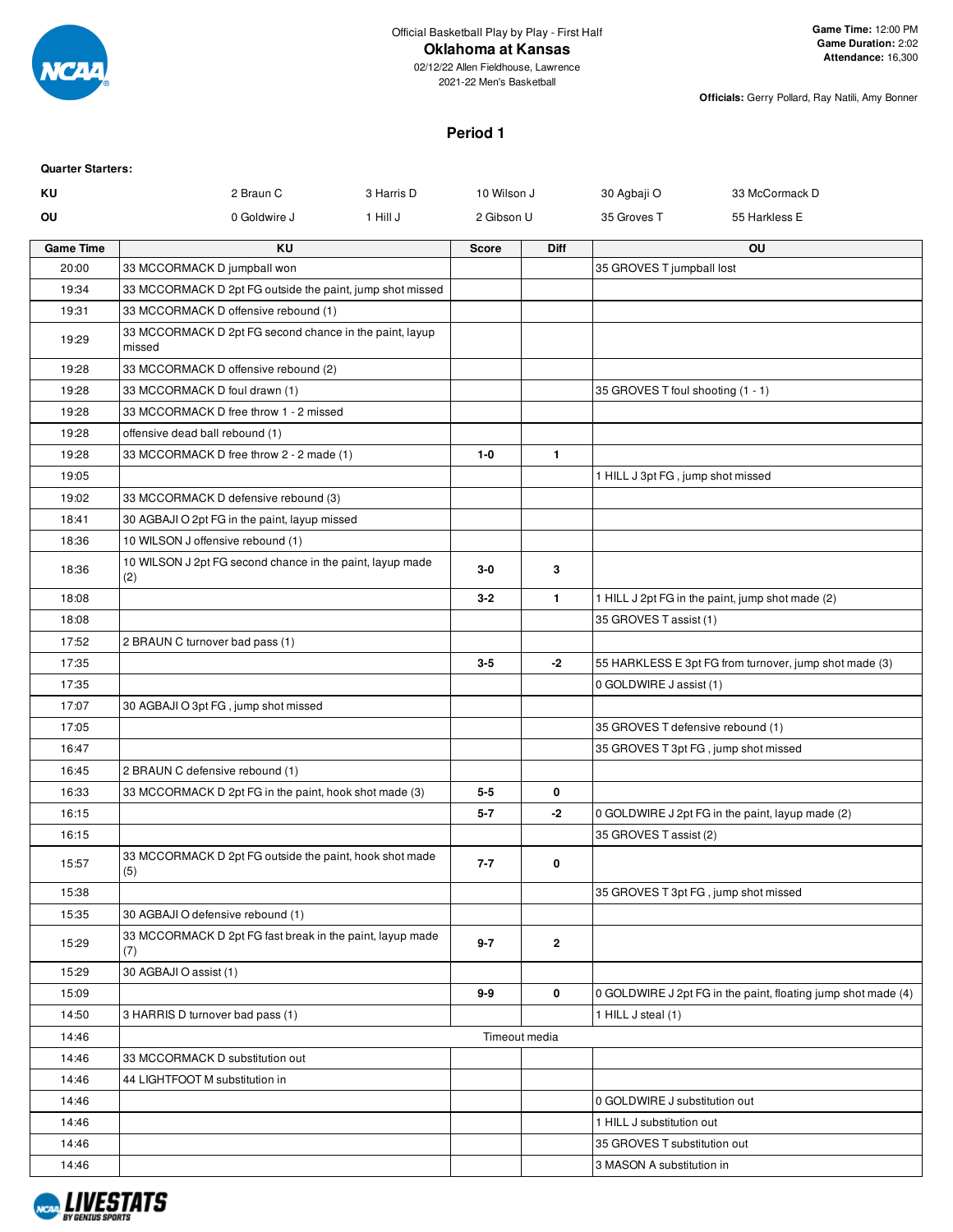Official Basketball Play by Play - First Half

# Oklahoma at Kansas

02/12/22 Allen Fieldhouse, Lawrence
2021-22 Men's Basketball

**Game Time:** 12:00 PM
**Game Duration:** 2:02
**Attendance:** 16,300

**Officials:** Gerry Pollard, Ray Natili, Amy Bonner

## Period 1

**Quarter Starters:**

| | | | | | |
|---|---|---|---|---|---|
| KU | 2 Braun C | 3 Harris D | 10 Wilson J | 30 Agbaji O | 33 McCormack D |
| OU | 0 Goldwire J | 1 Hill J | 2 Gibson U | 35 Groves T | 55 Harkless E |

| Game Time | KU | Score | Diff | OU |
|---|---|---|---|---|
| 20:00 | 33 MCCORMACK D jumpball won | | | 35 GROVES T jumpball lost |
| 19:34 | 33 MCCORMACK D 2pt FG outside the paint, jump shot missed | | | |
| 19:31 | 33 MCCORMACK D offensive rebound (1) | | | |
| 19:29 | 33 MCCORMACK D 2pt FG second chance in the paint, layup missed | | | |
| 19:28 | 33 MCCORMACK D offensive rebound (2) | | | |
| 19:28 | 33 MCCORMACK D foul drawn (1) | | | 35 GROVES T foul shooting (1 - 1) |
| 19:28 | 33 MCCORMACK D free throw 1 - 2 missed | | | |
| 19:28 | offensive dead ball rebound (1) | | | |
| 19:28 | 33 MCCORMACK D free throw 2 - 2 made (1) | 1-0 | 1 | |
| 19:05 | | | | 1 HILL J 3pt FG , jump shot missed |
| 19:02 | 33 MCCORMACK D defensive rebound (3) | | | |
| 18:41 | 30 AGBAJI O 2pt FG in the paint, layup missed | | | |
| 18:36 | 10 WILSON J offensive rebound (1) | | | |
| 18:36 | 10 WILSON J 2pt FG second chance in the paint, layup made (2) | 3-0 | 3 | |
| 18:08 | | 3-2 | 1 | 1 HILL J 2pt FG in the paint, jump shot made (2) |
| 18:08 | | | | 35 GROVES T assist (1) |
| 17:52 | 2 BRAUN C turnover bad pass (1) | | | |
| 17:35 | | 3-5 | -2 | 55 HARKLESS E 3pt FG from turnover, jump shot made (3) |
| 17:35 | | | | 0 GOLDWIRE J assist (1) |
| 17:07 | 30 AGBAJI O 3pt FG , jump shot missed | | | |
| 17:05 | | | | 35 GROVES T defensive rebound (1) |
| 16:47 | | | | 35 GROVES T 3pt FG , jump shot missed |
| 16:45 | 2 BRAUN C defensive rebound (1) | | | |
| 16:33 | 33 MCCORMACK D 2pt FG in the paint, hook shot made (3) | 5-5 | 0 | |
| 16:15 | | 5-7 | -2 | 0 GOLDWIRE J 2pt FG in the paint, layup made (2) |
| 16:15 | | | | 35 GROVES T assist (2) |
| 15:57 | 33 MCCORMACK D 2pt FG outside the paint, hook shot made (5) | 7-7 | 0 | |
| 15:38 | | | | 35 GROVES T 3pt FG , jump shot missed |
| 15:35 | 30 AGBAJI O defensive rebound (1) | | | |
| 15:29 | 33 MCCORMACK D 2pt FG fast break in the paint, layup made (7) | 9-7 | 2 | |
| 15:29 | 30 AGBAJI O assist (1) | | | |
| 15:09 | | 9-9 | 0 | 0 GOLDWIRE J 2pt FG in the paint, floating jump shot made (4) |
| 14:50 | 3 HARRIS D turnover bad pass (1) | | | 1 HILL J steal (1) |
| 14:46 | | Timeout media | | |
| 14:46 | 33 MCCORMACK D substitution out | | | |
| 14:46 | 44 LIGHTFOOT M substitution in | | | |
| 14:46 | | | | 0 GOLDWIRE J substitution out |
| 14:46 | | | | 1 HILL J substitution out |
| 14:46 | | | | 35 GROVES T substitution out |
| 14:46 | | | | 3 MASON A substitution in |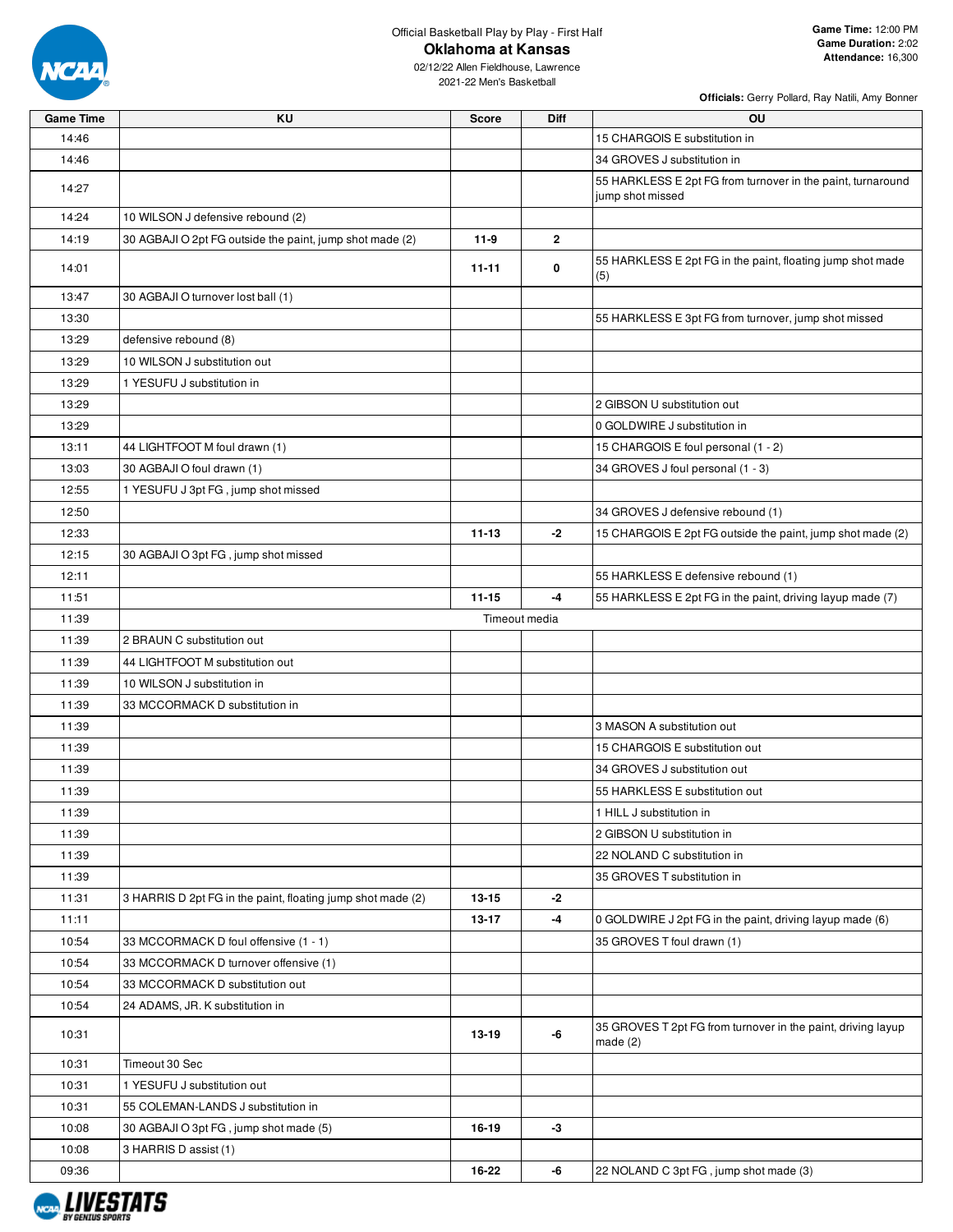Official Basketball Play by Play - First Half

# Oklahoma at Kansas

02/12/22 Allen Fieldhouse, Lawrence
2021-22 Men's Basketball

**Game Time:** 12:00 PM
**Game Duration:** 2:02
**Attendance:** 16,300

**Officials:** Gerry Pollard, Ray Natili, Amy Bonner

| Game Time | KU | Score | Diff | OU |
|---|---|---|---|---|
| 14:46 | | | | 15 CHARGOIS E substitution in |
| 14:46 | | | | 34 GROVES J substitution in |
| 14:27 | | | | 55 HARKLESS E 2pt FG from turnover in the paint, turnaround jump shot missed |
| 14:24 | 10 WILSON J defensive rebound (2) | | | |
| 14:19 | 30 AGBAJI O 2pt FG outside the paint, jump shot made (2) | 11-9 | 2 | |
| 14:01 | | 11-11 | 0 | 55 HARKLESS E 2pt FG in the paint, floating jump shot made (5) |
| 13:47 | 30 AGBAJI O turnover lost ball (1) | | | |
| 13:30 | | | | 55 HARKLESS E 3pt FG from turnover, jump shot missed |
| 13:29 | defensive rebound (8) | | | |
| 13:29 | 10 WILSON J substitution out | | | |
| 13:29 | 1 YESUFU J substitution in | | | |
| 13:29 | | | | 2 GIBSON U substitution out |
| 13:29 | | | | 0 GOLDWIRE J substitution in |
| 13:11 | 44 LIGHTFOOT M foul drawn (1) | | | 15 CHARGOIS E foul personal (1 - 2) |
| 13:03 | 30 AGBAJI O foul drawn (1) | | | 34 GROVES J foul personal (1 - 3) |
| 12:55 | 1 YESUFU J 3pt FG , jump shot missed | | | |
| 12:50 | | | | 34 GROVES J defensive rebound (1) |
| 12:33 | | 11-13 | -2 | 15 CHARGOIS E 2pt FG outside the paint, jump shot made (2) |
| 12:15 | 30 AGBAJI O 3pt FG , jump shot missed | | | |
| 12:11 | | | | 55 HARKLESS E defensive rebound (1) |
| 11:51 | | 11-15 | -4 | 55 HARKLESS E 2pt FG in the paint, driving layup made (7) |
| 11:39 | | Timeout media | | |
| 11:39 | 2 BRAUN C substitution out | | | |
| 11:39 | 44 LIGHTFOOT M substitution out | | | |
| 11:39 | 10 WILSON J substitution in | | | |
| 11:39 | 33 MCCORMACK D substitution in | | | |
| 11:39 | | | | 3 MASON A substitution out |
| 11:39 | | | | 15 CHARGOIS E substitution out |
| 11:39 | | | | 34 GROVES J substitution out |
| 11:39 | | | | 55 HARKLESS E substitution out |
| 11:39 | | | | 1 HILL J substitution in |
| 11:39 | | | | 2 GIBSON U substitution in |
| 11:39 | | | | 22 NOLAND C substitution in |
| 11:39 | | | | 35 GROVES T substitution in |
| 11:31 | 3 HARRIS D 2pt FG in the paint, floating jump shot made (2) | 13-15 | -2 | |
| 11:11 | | 13-17 | -4 | 0 GOLDWIRE J 2pt FG in the paint, driving layup made (6) |
| 10:54 | 33 MCCORMACK D foul offensive (1 - 1) | | | 35 GROVES T foul drawn (1) |
| 10:54 | 33 MCCORMACK D turnover offensive (1) | | | |
| 10:54 | 33 MCCORMACK D substitution out | | | |
| 10:54 | 24 ADAMS, JR. K substitution in | | | |
| 10:31 | | 13-19 | -6 | 35 GROVES T 2pt FG from turnover in the paint, driving layup made (2) |
| 10:31 | Timeout 30 Sec | | | |
| 10:31 | 1 YESUFU J substitution out | | | |
| 10:31 | 55 COLEMAN-LANDS J substitution in | | | |
| 10:08 | 30 AGBAJI O 3pt FG , jump shot made (5) | 16-19 | -3 | |
| 10:08 | 3 HARRIS D assist (1) | | | |
| 09:36 | | 16-22 | -6 | 22 NOLAND C 3pt FG , jump shot made (3) |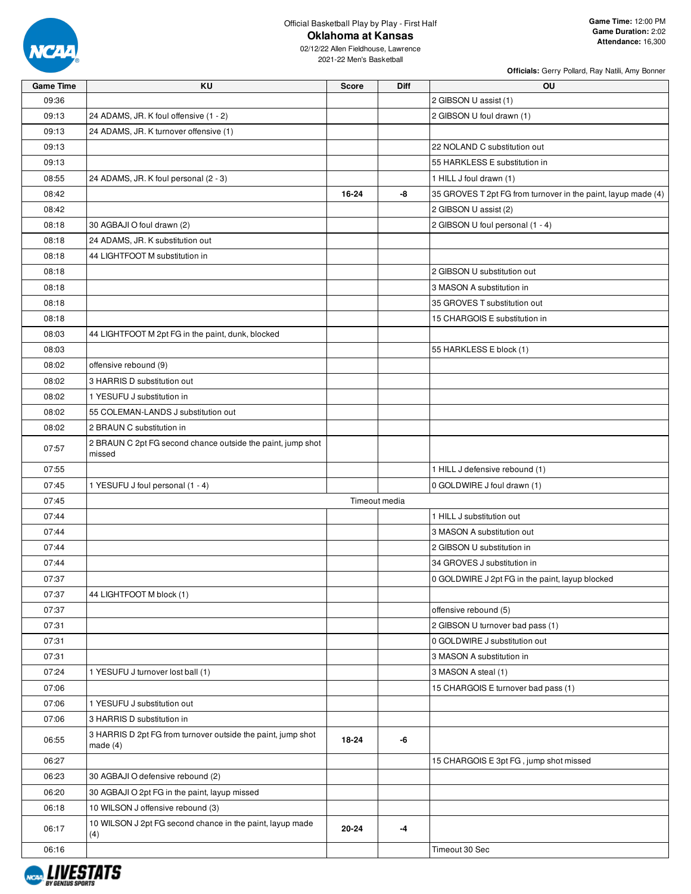Official Basketball Play by Play - First Half

# Oklahoma at Kansas

02/12/22 Allen Fieldhouse, Lawrence
2021-22 Men's Basketball

**Game Time:** 12:00 PM
**Game Duration:** 2:02
**Attendance:** 16,300

**Officials:** Gerry Pollard, Ray Natili, Amy Bonner

| Game Time | KU | Score | Diff | OU |
|---|---|---|---|---|
| 09:36 | | | | 2 GIBSON U assist (1) |
| 09:13 | 24 ADAMS, JR. K foul offensive (1 - 2) | | | 2 GIBSON U foul drawn (1) |
| 09:13 | 24 ADAMS, JR. K turnover offensive (1) | | | |
| 09:13 | | | | 22 NOLAND C substitution out |
| 09:13 | | | | 55 HARKLESS E substitution in |
| 08:55 | 24 ADAMS, JR. K foul personal (2 - 3) | | | 1 HILL J foul drawn (1) |
| 08:42 | | 16-24 | -8 | 35 GROVES T 2pt FG from turnover in the paint, layup made (4) |
| 08:42 | | | | 2 GIBSON U assist (2) |
| 08:18 | 30 AGBAJI O foul drawn (2) | | | 2 GIBSON U foul personal (1 - 4) |
| 08:18 | 24 ADAMS, JR. K substitution out | | | |
| 08:18 | 44 LIGHTFOOT M substitution in | | | |
| 08:18 | | | | 2 GIBSON U substitution out |
| 08:18 | | | | 3 MASON A substitution in |
| 08:18 | | | | 35 GROVES T substitution out |
| 08:18 | | | | 15 CHARGOIS E substitution in |
| 08:03 | 44 LIGHTFOOT M 2pt FG in the paint, dunk, blocked | | | |
| 08:03 | | | | 55 HARKLESS E block (1) |
| 08:02 | offensive rebound (9) | | | |
| 08:02 | 3 HARRIS D substitution out | | | |
| 08:02 | 1 YESUFU J substitution in | | | |
| 08:02 | 55 COLEMAN-LANDS J substitution out | | | |
| 08:02 | 2 BRAUN C substitution in | | | |
| 07:57 | 2 BRAUN C 2pt FG second chance outside the paint, jump shot missed | | | |
| 07:55 | | | | 1 HILL J defensive rebound (1) |
| 07:45 | 1 YESUFU J foul personal (1 - 4) | | | 0 GOLDWIRE J foul drawn (1) |
| 07:45 | Timeout media | | | |
| 07:44 | | | | 1 HILL J substitution out |
| 07:44 | | | | 3 MASON A substitution out |
| 07:44 | | | | 2 GIBSON U substitution in |
| 07:44 | | | | 34 GROVES J substitution in |
| 07:37 | | | | 0 GOLDWIRE J 2pt FG in the paint, layup blocked |
| 07:37 | 44 LIGHTFOOT M block (1) | | | |
| 07:37 | | | | offensive rebound (5) |
| 07:31 | | | | 2 GIBSON U turnover bad pass (1) |
| 07:31 | | | | 0 GOLDWIRE J substitution out |
| 07:31 | | | | 3 MASON A substitution in |
| 07:24 | 1 YESUFU J turnover lost ball (1) | | | 3 MASON A steal (1) |
| 07:06 | | | | 15 CHARGOIS E turnover bad pass (1) |
| 07:06 | 1 YESUFU J substitution out | | | |
| 07:06 | 3 HARRIS D substitution in | | | |
| 06:55 | 3 HARRIS D 2pt FG from turnover outside the paint, jump shot made (4) | 18-24 | -6 | |
| 06:27 | | | | 15 CHARGOIS E 3pt FG , jump shot missed |
| 06:23 | 30 AGBAJI O defensive rebound (2) | | | |
| 06:20 | 30 AGBAJI O 2pt FG in the paint, layup missed | | | |
| 06:18 | 10 WILSON J offensive rebound (3) | | | |
| 06:17 | 10 WILSON J 2pt FG second chance in the paint, layup made (4) | 20-24 | -4 | |
| 06:16 | | | | Timeout 30 Sec |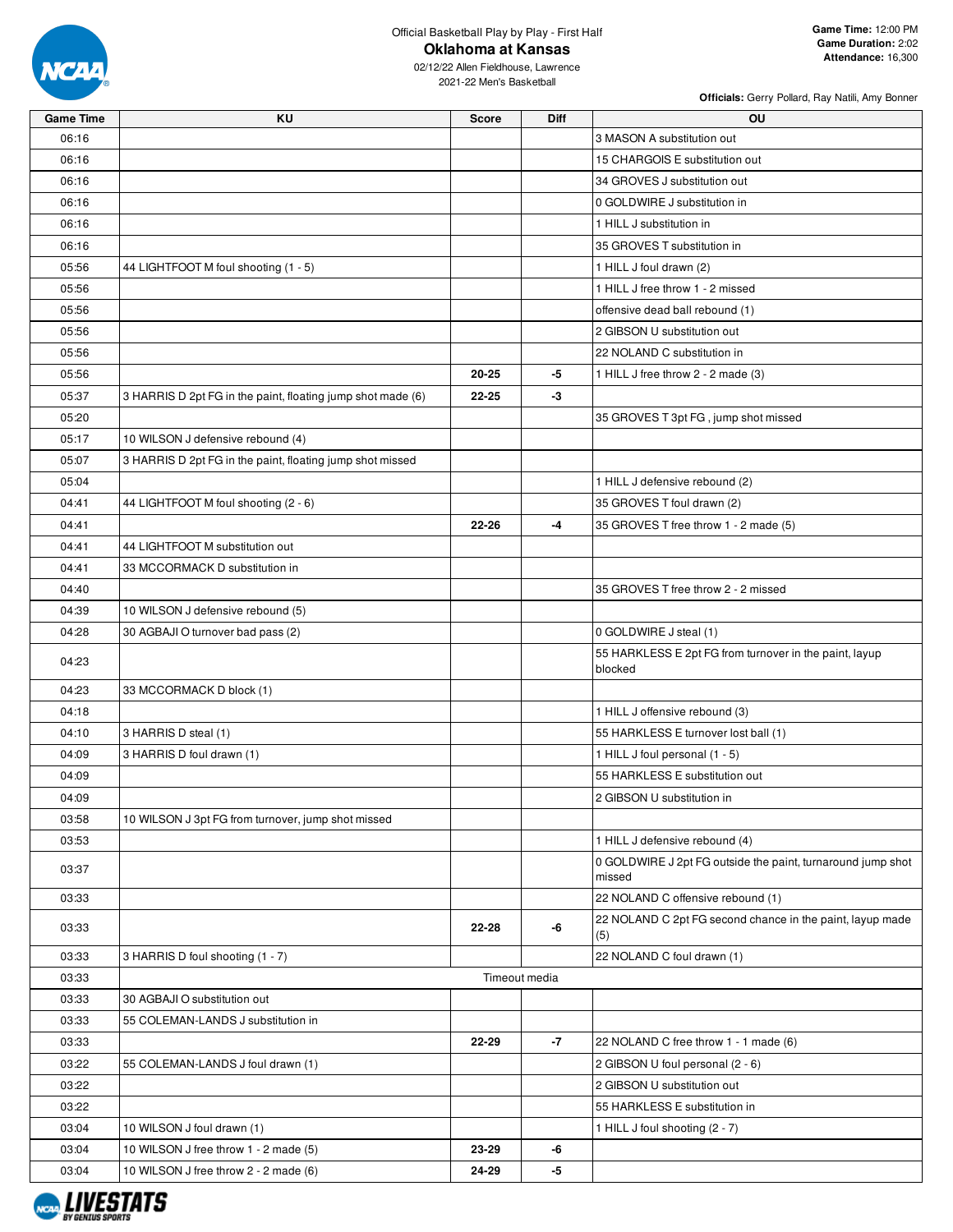Official Basketball Play by Play - First Half

# Oklahoma at Kansas

02/12/22 Allen Fieldhouse, Lawrence
2021-22 Men's Basketball

**Game Time:** 12:00 PM
**Game Duration:** 2:02
**Attendance:** 16,300

**Officials:** Gerry Pollard, Ray Natili, Amy Bonner

| Game Time | KU | Score | Diff | OU |
|---|---|---|---|---|
| 06:16 | | | | 3 MASON A substitution out |
| 06:16 | | | | 15 CHARGOIS E substitution out |
| 06:16 | | | | 34 GROVES J substitution out |
| 06:16 | | | | 0 GOLDWIRE J substitution in |
| 06:16 | | | | 1 HILL J substitution in |
| 06:16 | | | | 35 GROVES T substitution in |
| 05:56 | 44 LIGHTFOOT M foul shooting (1 - 5) | | | 1 HILL J foul drawn (2) |
| 05:56 | | | | 1 HILL J free throw 1 - 2 missed |
| 05:56 | | | | offensive dead ball rebound (1) |
| 05:56 | | | | 2 GIBSON U substitution out |
| 05:56 | | | | 22 NOLAND C substitution in |
| 05:56 | | 20-25 | -5 | 1 HILL J free throw 2 - 2 made (3) |
| 05:37 | 3 HARRIS D 2pt FG in the paint, floating jump shot made (6) | 22-25 | -3 | |
| 05:20 | | | | 35 GROVES T 3pt FG , jump shot missed |
| 05:17 | 10 WILSON J defensive rebound (4) | | | |
| 05:07 | 3 HARRIS D 2pt FG in the paint, floating jump shot missed | | | |
| 05:04 | | | | 1 HILL J defensive rebound (2) |
| 04:41 | 44 LIGHTFOOT M foul shooting (2 - 6) | | | 35 GROVES T foul drawn (2) |
| 04:41 | | 22-26 | -4 | 35 GROVES T free throw 1 - 2 made (5) |
| 04:41 | 44 LIGHTFOOT M substitution out | | | |
| 04:41 | 33 MCCORMACK D substitution in | | | |
| 04:40 | | | | 35 GROVES T free throw 2 - 2 missed |
| 04:39 | 10 WILSON J defensive rebound (5) | | | |
| 04:28 | 30 AGBAJI O turnover bad pass (2) | | | 0 GOLDWIRE J steal (1) |
| 04:23 | | | | 55 HARKLESS E 2pt FG from turnover in the paint, layup blocked |
| 04:23 | 33 MCCORMACK D block (1) | | | |
| 04:18 | | | | 1 HILL J offensive rebound (3) |
| 04:10 | 3 HARRIS D steal (1) | | | 55 HARKLESS E turnover lost ball (1) |
| 04:09 | 3 HARRIS D foul drawn (1) | | | 1 HILL J foul personal (1 - 5) |
| 04:09 | | | | 55 HARKLESS E substitution out |
| 04:09 | | | | 2 GIBSON U substitution in |
| 03:58 | 10 WILSON J 3pt FG from turnover, jump shot missed | | | |
| 03:53 | | | | 1 HILL J defensive rebound (4) |
| 03:37 | | | | 0 GOLDWIRE J 2pt FG outside the paint, turnaround jump shot missed |
| 03:33 | | | | 22 NOLAND C offensive rebound (1) |
| 03:33 | | 22-28 | -6 | 22 NOLAND C 2pt FG second chance in the paint, layup made (5) |
| 03:33 | 3 HARRIS D foul shooting (1 - 7) | | | 22 NOLAND C foul drawn (1) |
| 03:33 | | Timeout media | | |
| 03:33 | 30 AGBAJI O substitution out | | | |
| 03:33 | 55 COLEMAN-LANDS J substitution in | | | |
| 03:33 | | 22-29 | -7 | 22 NOLAND C free throw 1 - 1 made (6) |
| 03:22 | 55 COLEMAN-LANDS J foul drawn (1) | | | 2 GIBSON U foul personal (2 - 6) |
| 03:22 | | | | 2 GIBSON U substitution out |
| 03:22 | | | | 55 HARKLESS E substitution in |
| 03:04 | 10 WILSON J foul drawn (1) | | | 1 HILL J foul shooting (2 - 7) |
| 03:04 | 10 WILSON J free throw 1 - 2 made (5) | 23-29 | -6 | |
| 03:04 | 10 WILSON J free throw 2 - 2 made (6) | 24-29 | -5 | |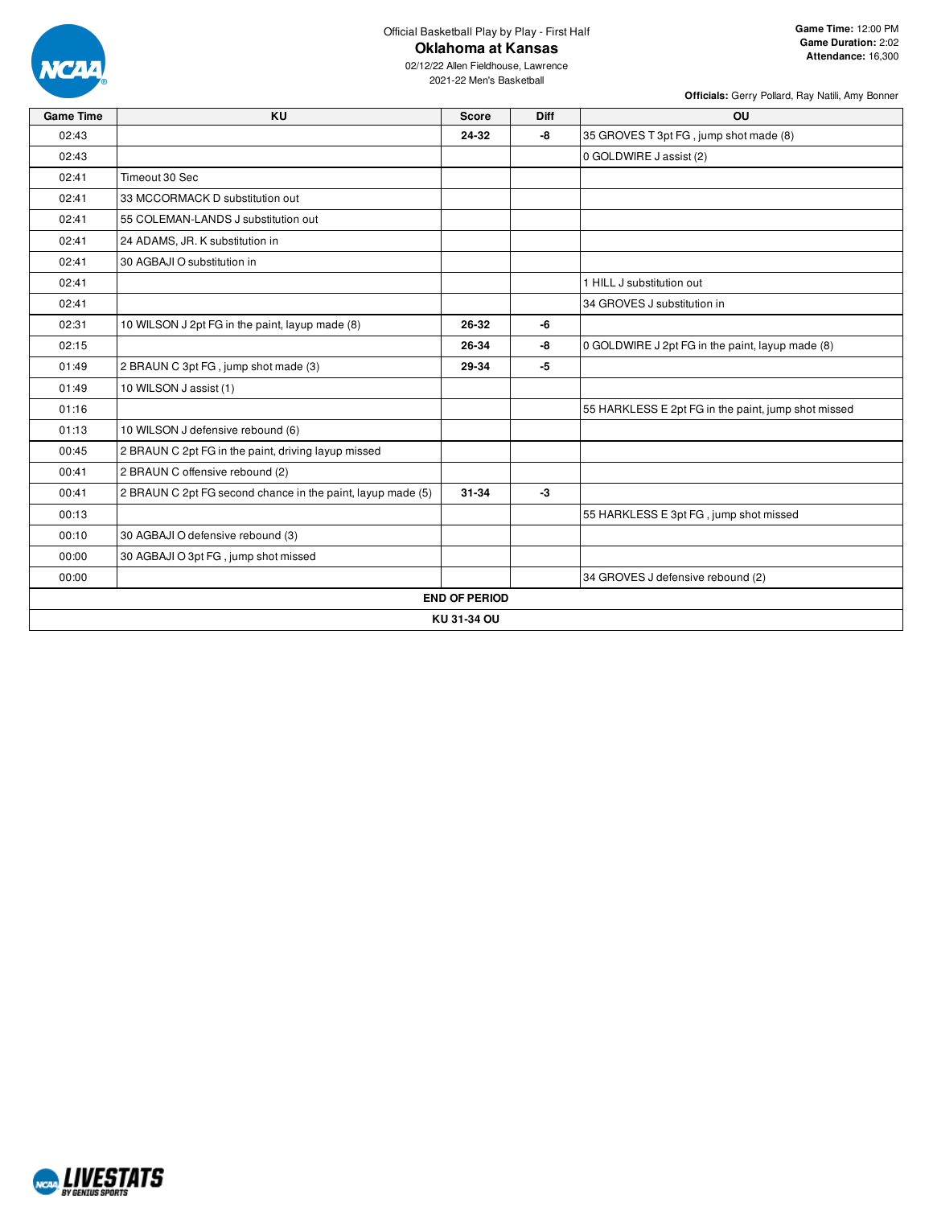Official Basketball Play by Play - First Half

# Oklahoma at Kansas

02/12/22 Allen Fieldhouse, Lawrence

2021-22 Men's Basketball

**Game Time:** 12:00 PM
**Game Duration:** 2:02
**Attendance:** 16,300

**Officials:** Gerry Pollard, Ray Natili, Amy Bonner

| Game Time | KU | Score | Diff | OU |
|---|---|---|---|---|
| 02:43 | | **24-32** | **-8** | 35 GROVES T 3pt FG , jump shot made (8) |
| 02:43 | | | | 0 GOLDWIRE J assist (2) |
| 02:41 | Timeout 30 Sec | | | |
| 02:41 | 33 MCCORMACK D substitution out | | | |
| 02:41 | 55 COLEMAN-LANDS J substitution out | | | |
| 02:41 | 24 ADAMS, JR. K substitution in | | | |
| 02:41 | 30 AGBAJI O substitution in | | | |
| 02:41 | | | | 1 HILL J substitution out |
| 02:41 | | | | 34 GROVES J substitution in |
| 02:31 | 10 WILSON J 2pt FG in the paint, layup made (8) | **26-32** | **-6** | |
| 02:15 | | **26-34** | **-8** | 0 GOLDWIRE J 2pt FG in the paint, layup made (8) |
| 01:49 | 2 BRAUN C 3pt FG , jump shot made (3) | **29-34** | **-5** | |
| 01:49 | 10 WILSON J assist (1) | | | |
| 01:16 | | | | 55 HARKLESS E 2pt FG in the paint, jump shot missed |
| 01:13 | 10 WILSON J defensive rebound (6) | | | |
| 00:45 | 2 BRAUN C 2pt FG in the paint, driving layup missed | | | |
| 00:41 | 2 BRAUN C offensive rebound (2) | | | |
| 00:41 | 2 BRAUN C 2pt FG second chance in the paint, layup made (5) | **31-34** | **-3** | |
| 00:13 | | | | 55 HARKLESS E 3pt FG , jump shot missed |
| 00:10 | 30 AGBAJI O defensive rebound (3) | | | |
| 00:00 | 30 AGBAJI O 3pt FG , jump shot missed | | | |
| 00:00 | | | | 34 GROVES J defensive rebound (2) |
| **END OF PERIOD** | | | | |
| **KU 31-34 OU** | | | | |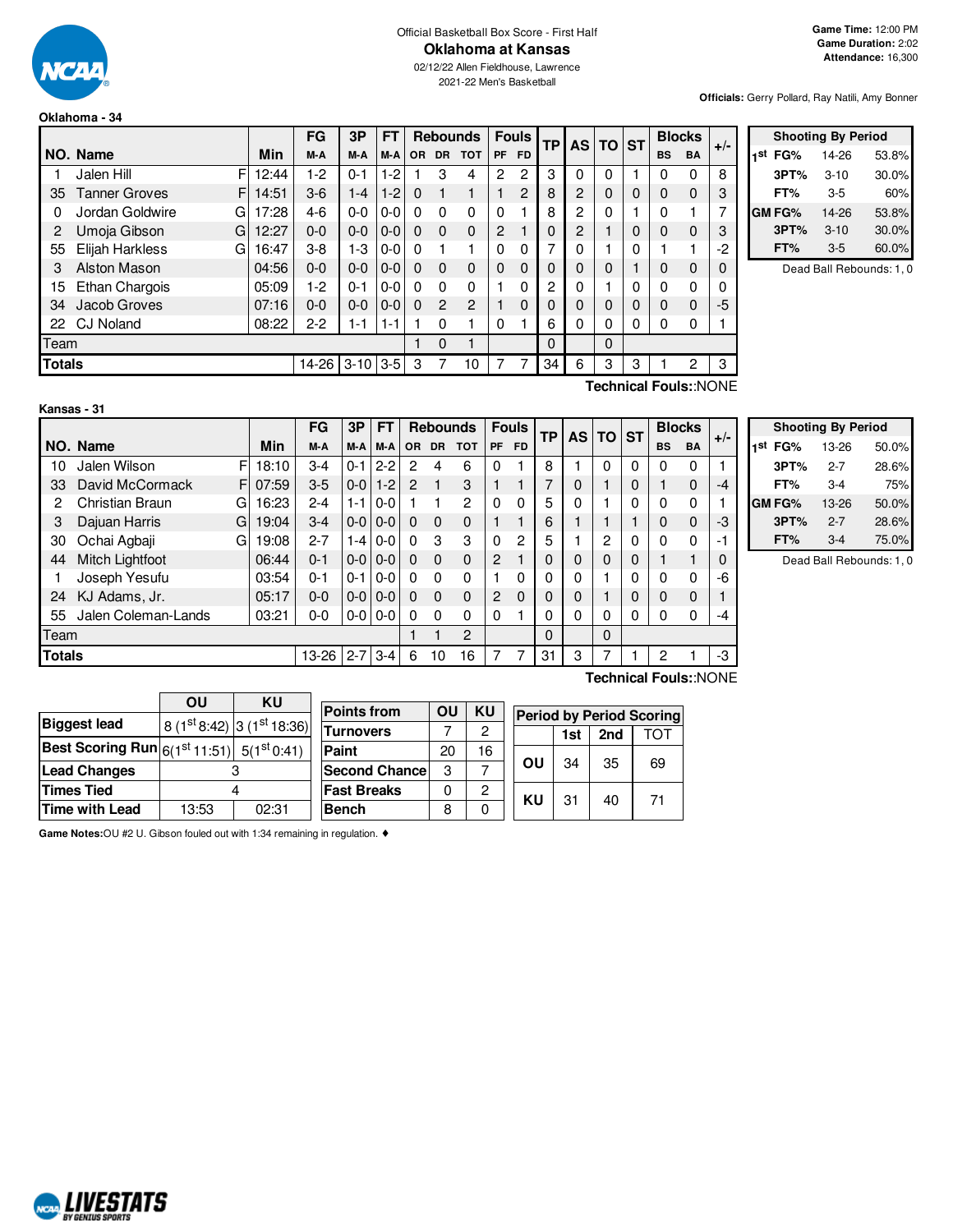Official Basketball Box Score - First Half

# Oklahoma at Kansas

02/12/22 Allen Fieldhouse, Lawrence
2021-22 Men's Basketball

**Game Time:** 12:00 PM
**Game Duration:** 2:02
**Attendance:** 16,300

**Officials:** Gerry Pollard, Ray Natili, Amy Bonner

## Oklahoma - 34

| NO. | Name | | Min | FG M-A | 3P M-A | FT M-A | Rebounds OR | DR | TOT | Fouls PF | FD | TP | AS | TO | ST | Blocks BS | BA | +/- |
|---|---|---|---|---|---|---|---|---|---|---|---|---|---|---|---|---|---|---|
| 1 | Jalen Hill | F | 12:44 | 1-2 | 0-1 | 1-2 | 1 | 3 | 4 | 2 | 2 | 3 | 0 | 0 | 1 | 0 | 0 | 8 |
| 35 | Tanner Groves | F | 14:51 | 3-6 | 1-4 | 1-2 | 0 | 1 | 1 | 1 | 2 | 8 | 2 | 0 | 0 | 0 | 0 | 3 |
| 0 | Jordan Goldwire | G | 17:28 | 4-6 | 0-0 | 0-0 | 0 | 0 | 0 | 0 | 1 | 8 | 2 | 0 | 1 | 0 | 1 | 7 |
| 2 | Umoja Gibson | G | 12:27 | 0-0 | 0-0 | 0-0 | 0 | 0 | 0 | 2 | 1 | 0 | 2 | 1 | 0 | 0 | 0 | 3 |
| 55 | Elijah Harkless | G | 16:47 | 3-8 | 1-3 | 0-0 | 0 | 1 | 1 | 0 | 0 | 7 | 0 | 1 | 0 | 1 | 1 | -2 |
| 3 | Alston Mason | | 04:56 | 0-0 | 0-0 | 0-0 | 0 | 0 | 0 | 0 | 0 | 0 | 0 | 0 | 1 | 0 | 0 | 0 |
| 15 | Ethan Chargois | | 05:09 | 1-2 | 0-1 | 0-0 | 0 | 0 | 0 | 1 | 0 | 2 | 0 | 1 | 0 | 0 | 0 | 0 |
| 34 | Jacob Groves | | 07:16 | 0-0 | 0-0 | 0-0 | 0 | 2 | 2 | 1 | 0 | 0 | 0 | 0 | 0 | 0 | 0 | -5 |
| 22 | CJ Noland | | 08:22 | 2-2 | 1-1 | 1-1 | 1 | 0 | 1 | 0 | 1 | 6 | 0 | 0 | 0 | 0 | 0 | 1 |
| Team | | | | | | | 1 | 0 | 1 | | | 0 | | 0 | | | | |
| **Totals** | | | | 14-26 | 3-10 | 3-5 | 3 | 7 | 10 | 7 | 7 | 34 | 6 | 3 | 3 | 1 | 2 | 3 |

Technical Fouls::NONE

| Shooting By Period | | |
|---|---|---|
| 1st FG% | 14-26 | 53.8% |
| 3PT% | 3-10 | 30.0% |
| FT% | 3-5 | 60% |
| GM FG% | 14-26 | 53.8% |
| 3PT% | 3-10 | 30.0% |
| FT% | 3-5 | 60.0% |

Dead Ball Rebounds: 1, 0

## Kansas - 31

| NO. | Name | | Min | FG M-A | 3P M-A | FT M-A | Rebounds OR | DR | TOT | Fouls PF | FD | TP | AS | TO | ST | Blocks BS | BA | +/- |
|---|---|---|---|---|---|---|---|---|---|---|---|---|---|---|---|---|---|---|
| 10 | Jalen Wilson | F | 18:10 | 3-4 | 0-1 | 2-2 | 2 | 4 | 6 | 0 | 1 | 8 | 1 | 0 | 0 | 0 | 0 | 1 |
| 33 | David McCormack | F | 07:59 | 3-5 | 0-0 | 1-2 | 2 | 1 | 3 | 1 | 1 | 7 | 0 | 1 | 0 | 1 | 0 | -4 |
| 2 | Christian Braun | G | 16:23 | 2-4 | 1-1 | 0-0 | 1 | 1 | 2 | 0 | 0 | 5 | 0 | 1 | 0 | 0 | 0 | 1 |
| 3 | Dajuan Harris | G | 19:04 | 3-4 | 0-0 | 0-0 | 0 | 0 | 0 | 1 | 1 | 6 | 1 | 1 | 1 | 0 | 0 | -3 |
| 30 | Ochai Agbaji | G | 19:08 | 2-7 | 1-4 | 0-0 | 0 | 3 | 3 | 0 | 2 | 5 | 1 | 2 | 0 | 0 | 0 | -1 |
| 44 | Mitch Lightfoot | | 06:44 | 0-1 | 0-0 | 0-0 | 0 | 0 | 0 | 2 | 1 | 0 | 0 | 0 | 0 | 1 | 1 | 0 |
| 1 | Joseph Yesufu | | 03:54 | 0-1 | 0-1 | 0-0 | 0 | 0 | 0 | 1 | 0 | 0 | 0 | 1 | 0 | 0 | 0 | -6 |
| 24 | KJ Adams, Jr. | | 05:17 | 0-0 | 0-0 | 0-0 | 0 | 0 | 0 | 2 | 0 | 0 | 0 | 1 | 0 | 0 | 0 | 1 |
| 55 | Jalen Coleman-Lands | | 03:21 | 0-0 | 0-0 | 0-0 | 0 | 0 | 0 | 0 | 1 | 0 | 0 | 0 | 0 | 0 | 0 | -4 |
| Team | | | | | | | 1 | 1 | 2 | | | 0 | | 0 | | | | |
| **Totals** | | | | 13-26 | 2-7 | 3-4 | 6 | 10 | 16 | 7 | 7 | 31 | 3 | 7 | 1 | 2 | 1 | -3 |

Technical Fouls::NONE

| Shooting By Period | | |
|---|---|---|
| 1st FG% | 13-26 | 50.0% |
| 3PT% | 2-7 | 28.6% |
| FT% | 3-4 | 75% |
| GM FG% | 13-26 | 50.0% |
| 3PT% | 2-7 | 28.6% |
| FT% | 3-4 | 75.0% |

Dead Ball Rebounds: 1, 0

| | OU | KU |
|---|---|---|
| **Biggest lead** | 8 (1st 8:42) | 3 (1st 18:36) |
| **Best Scoring Run** | 6(1st 11:51) | 5(1st 0:41) |
| **Lead Changes** | 3 | |
| **Times Tied** | 4 | |
| **Time with Lead** | 13:53 | 02:31 |

| Points from | OU | KU |
|---|---|---|
| Turnovers | 7 | 2 |
| Paint | 20 | 16 |
| Second Chance | 3 | 7 |
| Fast Breaks | 0 | 2 |
| Bench | 8 | 0 |

| Period by Period Scoring | 1st | 2nd | TOT |
|---|---|---|---|
| OU | 34 | 35 | 69 |
| KU | 31 | 40 | 71 |

**Game Notes:** OU #2 U. Gibson fouled out with 1:34 remaining in regulation. ♦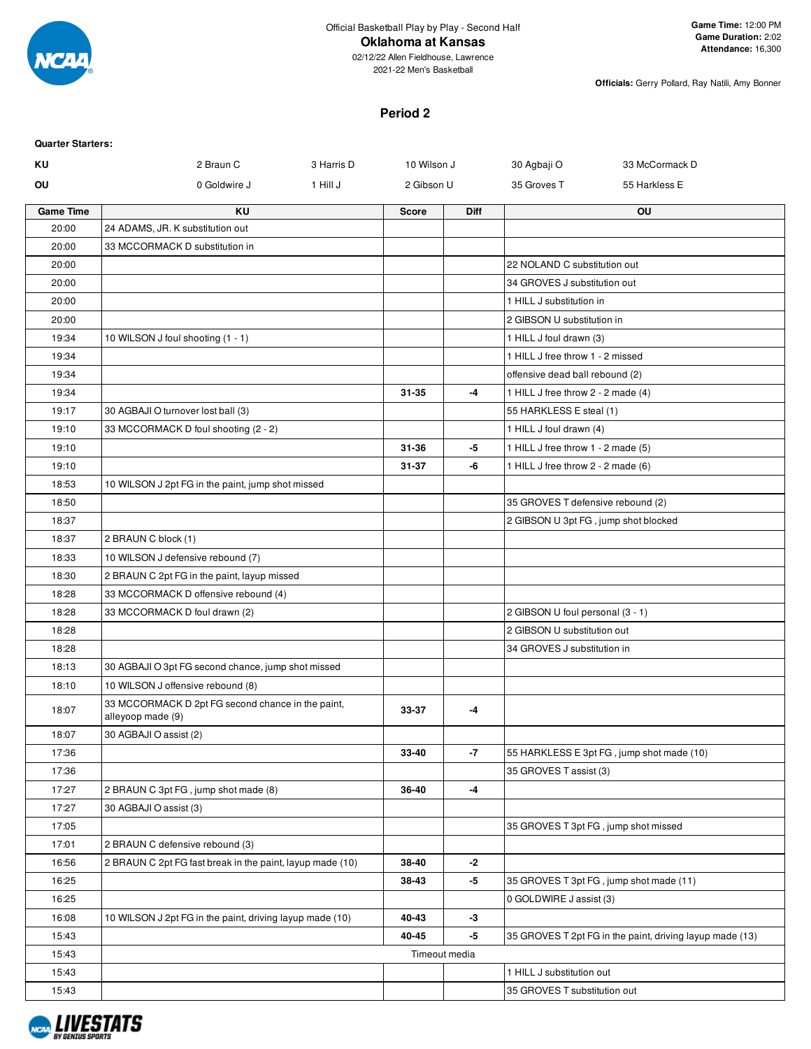Official Basketball Play by Play - Second Half

**Oklahoma at Kansas**

02/12/22 Allen Fieldhouse, Lawrence

2021-22 Men's Basketball

**Game Time:** 12:00 PM
**Game Duration:** 2:02
**Attendance:** 16,300

**Officials:** Gerry Pollard, Ray Natili, Amy Bonner

## Period 2

**Quarter Starters:**

| | | | | | |
|---|---|---|---|---|---|
| **KU** | 2 Braun C | 3 Harris D | 10 Wilson J | 30 Agbaji O | 33 McCormack D |
| **OU** | 0 Goldwire J | 1 Hill J | 2 Gibson U | 35 Groves T | 55 Harkless E |

| Game Time | KU | Score | Diff | OU |
|---|---|---|---|---|
| 20:00 | 24 ADAMS, JR. K substitution out | | | |
| 20:00 | 33 MCCORMACK D substitution in | | | |
| 20:00 | | | | 22 NOLAND C substitution out |
| 20:00 | | | | 34 GROVES J substitution out |
| 20:00 | | | | 1 HILL J substitution in |
| 20:00 | | | | 2 GIBSON U substitution in |
| 19:34 | 10 WILSON J foul shooting (1 - 1) | | | 1 HILL J foul drawn (3) |
| 19:34 | | | | 1 HILL J free throw 1 - 2 missed |
| 19:34 | | | | offensive dead ball rebound (2) |
| 19:34 | | 31-35 | -4 | 1 HILL J free throw 2 - 2 made (4) |
| 19:17 | 30 AGBAJI O turnover lost ball (3) | | | 55 HARKLESS E steal (1) |
| 19:10 | 33 MCCORMACK D foul shooting (2 - 2) | | | 1 HILL J foul drawn (4) |
| 19:10 | | 31-36 | -5 | 1 HILL J free throw 1 - 2 made (5) |
| 19:10 | | 31-37 | -6 | 1 HILL J free throw 2 - 2 made (6) |
| 18:53 | 10 WILSON J 2pt FG in the paint, jump shot missed | | | |
| 18:50 | | | | 35 GROVES T defensive rebound (2) |
| 18:37 | | | | 2 GIBSON U 3pt FG , jump shot blocked |
| 18:37 | 2 BRAUN C block (1) | | | |
| 18:33 | 10 WILSON J defensive rebound (7) | | | |
| 18:30 | 2 BRAUN C 2pt FG in the paint, layup missed | | | |
| 18:28 | 33 MCCORMACK D offensive rebound (4) | | | |
| 18:28 | 33 MCCORMACK D foul drawn (2) | | | 2 GIBSON U foul personal (3 - 1) |
| 18:28 | | | | 2 GIBSON U substitution out |
| 18:28 | | | | 34 GROVES J substitution in |
| 18:13 | 30 AGBAJI O 3pt FG second chance, jump shot missed | | | |
| 18:10 | 10 WILSON J offensive rebound (8) | | | |
| 18:07 | 33 MCCORMACK D 2pt FG second chance in the paint, alleyoop made (9) | 33-37 | -4 | |
| 18:07 | 30 AGBAJI O assist (2) | | | |
| 17:36 | | 33-40 | -7 | 55 HARKLESS E 3pt FG , jump shot made (10) |
| 17:36 | | | | 35 GROVES T assist (3) |
| 17:27 | 2 BRAUN C 3pt FG , jump shot made (8) | 36-40 | -4 | |
| 17:27 | 30 AGBAJI O assist (3) | | | |
| 17:05 | | | | 35 GROVES T 3pt FG , jump shot missed |
| 17:01 | 2 BRAUN C defensive rebound (3) | | | |
| 16:56 | 2 BRAUN C 2pt FG fast break in the paint, layup made (10) | 38-40 | -2 | |
| 16:25 | | 38-43 | -5 | 35 GROVES T 3pt FG , jump shot made (11) |
| 16:25 | | | | 0 GOLDWIRE J assist (3) |
| 16:08 | 10 WILSON J 2pt FG in the paint, driving layup made (10) | 40-43 | -3 | |
| 15:43 | | 40-45 | -5 | 35 GROVES T 2pt FG in the paint, driving layup made (13) |
| 15:43 | | Timeout media | | |
| 15:43 | | | | 1 HILL J substitution out |
| 15:43 | | | | 35 GROVES T substitution out |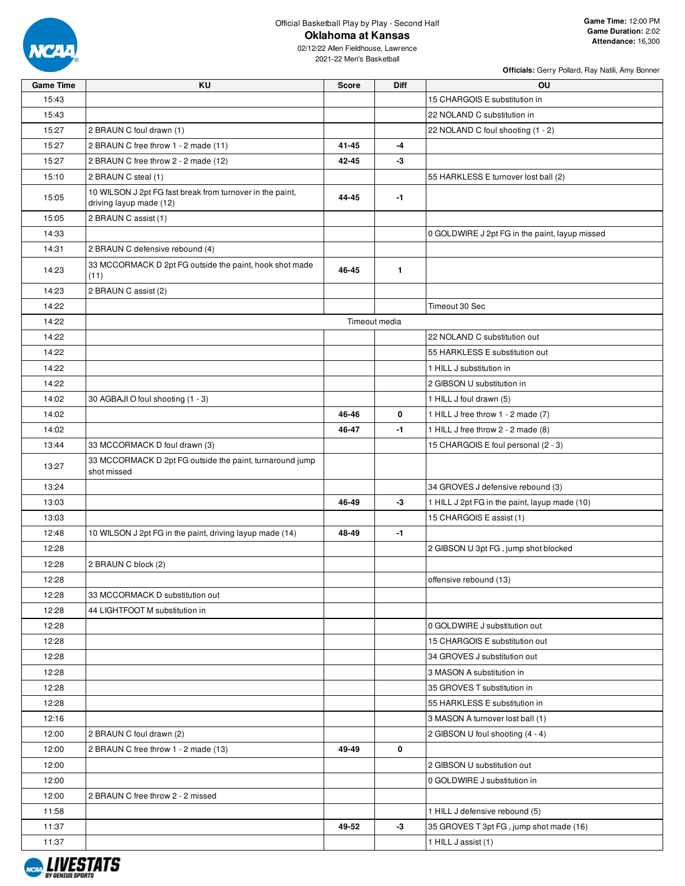Official Basketball Play by Play - Second Half

# Oklahoma at Kansas

02/12/22 Allen Fieldhouse, Lawrence
2021-22 Men's Basketball

**Game Time:** 12:00 PM
**Game Duration:** 2:02
**Attendance:** 16,300

**Officials:** Gerry Pollard, Ray Natili, Amy Bonner

| Game Time | KU | Score | Diff | OU |
|---|---|---|---|---|
| 15:43 | | | | 15 CHARGOIS E substitution in |
| 15:43 | | | | 22 NOLAND C substitution in |
| 15:27 | 2 BRAUN C foul drawn (1) | | | 22 NOLAND C foul shooting (1 - 2) |
| 15:27 | 2 BRAUN C free throw 1 - 2 made (11) | 41-45 | -4 | |
| 15:27 | 2 BRAUN C free throw 2 - 2 made (12) | 42-45 | -3 | |
| 15:10 | 2 BRAUN C steal (1) | | | 55 HARKLESS E turnover lost ball (2) |
| 15:05 | 10 WILSON J 2pt FG fast break from turnover in the paint, driving layup made (12) | 44-45 | -1 | |
| 15:05 | 2 BRAUN C assist (1) | | | |
| 14:33 | | | | 0 GOLDWIRE J 2pt FG in the paint, layup missed |
| 14:31 | 2 BRAUN C defensive rebound (4) | | | |
| 14:23 | 33 MCCORMACK D 2pt FG outside the paint, hook shot made (11) | 46-45 | 1 | |
| 14:23 | 2 BRAUN C assist (2) | | | |
| 14:22 | | | | Timeout 30 Sec |
| 14:22 | Timeout media | | | |
| 14:22 | | | | 22 NOLAND C substitution out |
| 14:22 | | | | 55 HARKLESS E substitution out |
| 14:22 | | | | 1 HILL J substitution in |
| 14:22 | | | | 2 GIBSON U substitution in |
| 14:02 | 30 AGBAJI O foul shooting (1 - 3) | | | 1 HILL J foul drawn (5) |
| 14:02 | | 46-46 | 0 | 1 HILL J free throw 1 - 2 made (7) |
| 14:02 | | 46-47 | -1 | 1 HILL J free throw 2 - 2 made (8) |
| 13:44 | 33 MCCORMACK D foul drawn (3) | | | 15 CHARGOIS E foul personal (2 - 3) |
| 13:27 | 33 MCCORMACK D 2pt FG outside the paint, turnaround jump shot missed | | | |
| 13:24 | | | | 34 GROVES J defensive rebound (3) |
| 13:03 | | 46-49 | -3 | 1 HILL J 2pt FG in the paint, layup made (10) |
| 13:03 | | | | 15 CHARGOIS E assist (1) |
| 12:48 | 10 WILSON J 2pt FG in the paint, driving layup made (14) | 48-49 | -1 | |
| 12:28 | | | | 2 GIBSON U 3pt FG , jump shot blocked |
| 12:28 | 2 BRAUN C block (2) | | | |
| 12:28 | | | | offensive rebound (13) |
| 12:28 | 33 MCCORMACK D substitution out | | | |
| 12:28 | 44 LIGHTFOOT M substitution in | | | |
| 12:28 | | | | 0 GOLDWIRE J substitution out |
| 12:28 | | | | 15 CHARGOIS E substitution out |
| 12:28 | | | | 34 GROVES J substitution out |
| 12:28 | | | | 3 MASON A substitution in |
| 12:28 | | | | 35 GROVES T substitution in |
| 12:28 | | | | 55 HARKLESS E substitution in |
| 12:16 | | | | 3 MASON A turnover lost ball (1) |
| 12:00 | 2 BRAUN C foul drawn (2) | | | 2 GIBSON U foul shooting (4 - 4) |
| 12:00 | 2 BRAUN C free throw 1 - 2 made (13) | 49-49 | 0 | |
| 12:00 | | | | 2 GIBSON U substitution out |
| 12:00 | | | | 0 GOLDWIRE J substitution in |
| 12:00 | 2 BRAUN C free throw 2 - 2 missed | | | |
| 11:58 | | | | 1 HILL J defensive rebound (5) |
| 11:37 | | 49-52 | -3 | 35 GROVES T 3pt FG , jump shot made (16) |
| 11:37 | | | | 1 HILL J assist (1) |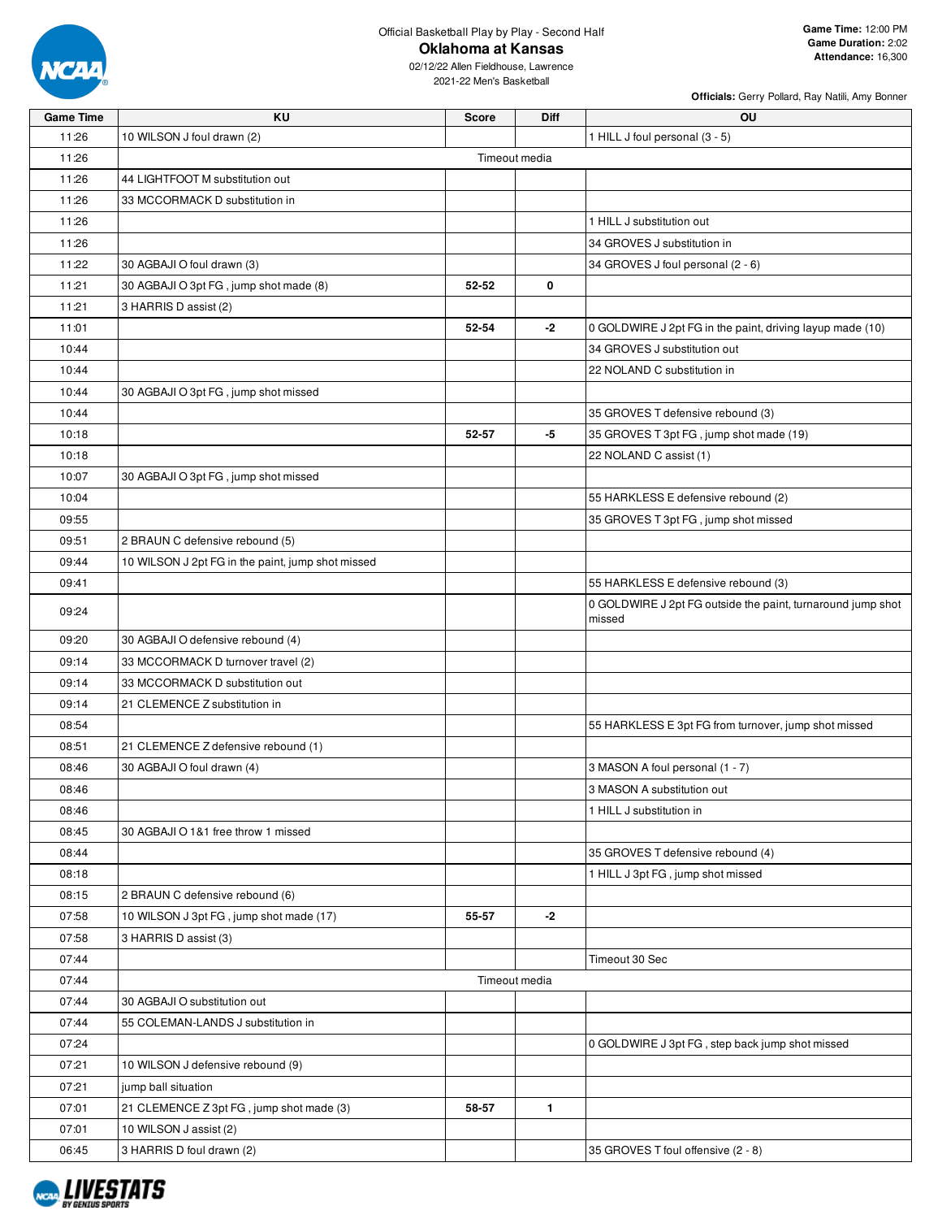Official Basketball Play by Play - Second Half

# Oklahoma at Kansas

02/12/22 Allen Fieldhouse, Lawrence
2021-22 Men's Basketball

**Game Time:** 12:00 PM
**Game Duration:** 2:02
**Attendance:** 16,300

**Officials:** Gerry Pollard, Ray Natili, Amy Bonner

| Game Time | KU | Score | Diff | OU |
|---|---|---|---|---|
| 11:26 | 10 WILSON J foul drawn (2) | | | 1 HILL J foul personal (3 - 5) |
| 11:26 | | Timeout media | | |
| 11:26 | 44 LIGHTFOOT M substitution out | | | |
| 11:26 | 33 MCCORMACK D substitution in | | | |
| 11:26 | | | | 1 HILL J substitution out |
| 11:26 | | | | 34 GROVES J substitution in |
| 11:22 | 30 AGBAJI O foul drawn (3) | | | 34 GROVES J foul personal (2 - 6) |
| 11:21 | 30 AGBAJI O 3pt FG , jump shot made (8) | 52-52 | 0 | |
| 11:21 | 3 HARRIS D assist (2) | | | |
| 11:01 | | 52-54 | -2 | 0 GOLDWIRE J 2pt FG in the paint, driving layup made (10) |
| 10:44 | | | | 34 GROVES J substitution out |
| 10:44 | | | | 22 NOLAND C substitution in |
| 10:44 | 30 AGBAJI O 3pt FG , jump shot missed | | | |
| 10:44 | | | | 35 GROVES T defensive rebound (3) |
| 10:18 | | 52-57 | -5 | 35 GROVES T 3pt FG , jump shot made (19) |
| 10:18 | | | | 22 NOLAND C assist (1) |
| 10:07 | 30 AGBAJI O 3pt FG , jump shot missed | | | |
| 10:04 | | | | 55 HARKLESS E defensive rebound (2) |
| 09:55 | | | | 35 GROVES T 3pt FG , jump shot missed |
| 09:51 | 2 BRAUN C defensive rebound (5) | | | |
| 09:44 | 10 WILSON J 2pt FG in the paint, jump shot missed | | | |
| 09:41 | | | | 55 HARKLESS E defensive rebound (3) |
| 09:24 | | | | 0 GOLDWIRE J 2pt FG outside the paint, turnaround jump shot missed |
| 09:20 | 30 AGBAJI O defensive rebound (4) | | | |
| 09:14 | 33 MCCORMACK D turnover travel (2) | | | |
| 09:14 | 33 MCCORMACK D substitution out | | | |
| 09:14 | 21 CLEMENCE Z substitution in | | | |
| 08:54 | | | | 55 HARKLESS E 3pt FG from turnover, jump shot missed |
| 08:51 | 21 CLEMENCE Z defensive rebound (1) | | | |
| 08:46 | 30 AGBAJI O foul drawn (4) | | | 3 MASON A foul personal (1 - 7) |
| 08:46 | | | | 3 MASON A substitution out |
| 08:46 | | | | 1 HILL J substitution in |
| 08:45 | 30 AGBAJI O 1&1 free throw 1 missed | | | |
| 08:44 | | | | 35 GROVES T defensive rebound (4) |
| 08:18 | | | | 1 HILL J 3pt FG , jump shot missed |
| 08:15 | 2 BRAUN C defensive rebound (6) | | | |
| 07:58 | 10 WILSON J 3pt FG , jump shot made (17) | 55-57 | -2 | |
| 07:58 | 3 HARRIS D assist (3) | | | |
| 07:44 | | | | Timeout 30 Sec |
| 07:44 | | Timeout media | | |
| 07:44 | 30 AGBAJI O substitution out | | | |
| 07:44 | 55 COLEMAN-LANDS J substitution in | | | |
| 07:24 | | | | 0 GOLDWIRE J 3pt FG , step back jump shot missed |
| 07:21 | 10 WILSON J defensive rebound (9) | | | |
| 07:21 | jump ball situation | | | |
| 07:01 | 21 CLEMENCE Z 3pt FG , jump shot made (3) | 58-57 | 1 | |
| 07:01 | 10 WILSON J assist (2) | | | |
| 06:45 | 3 HARRIS D foul drawn (2) | | | 35 GROVES T foul offensive (2 - 8) |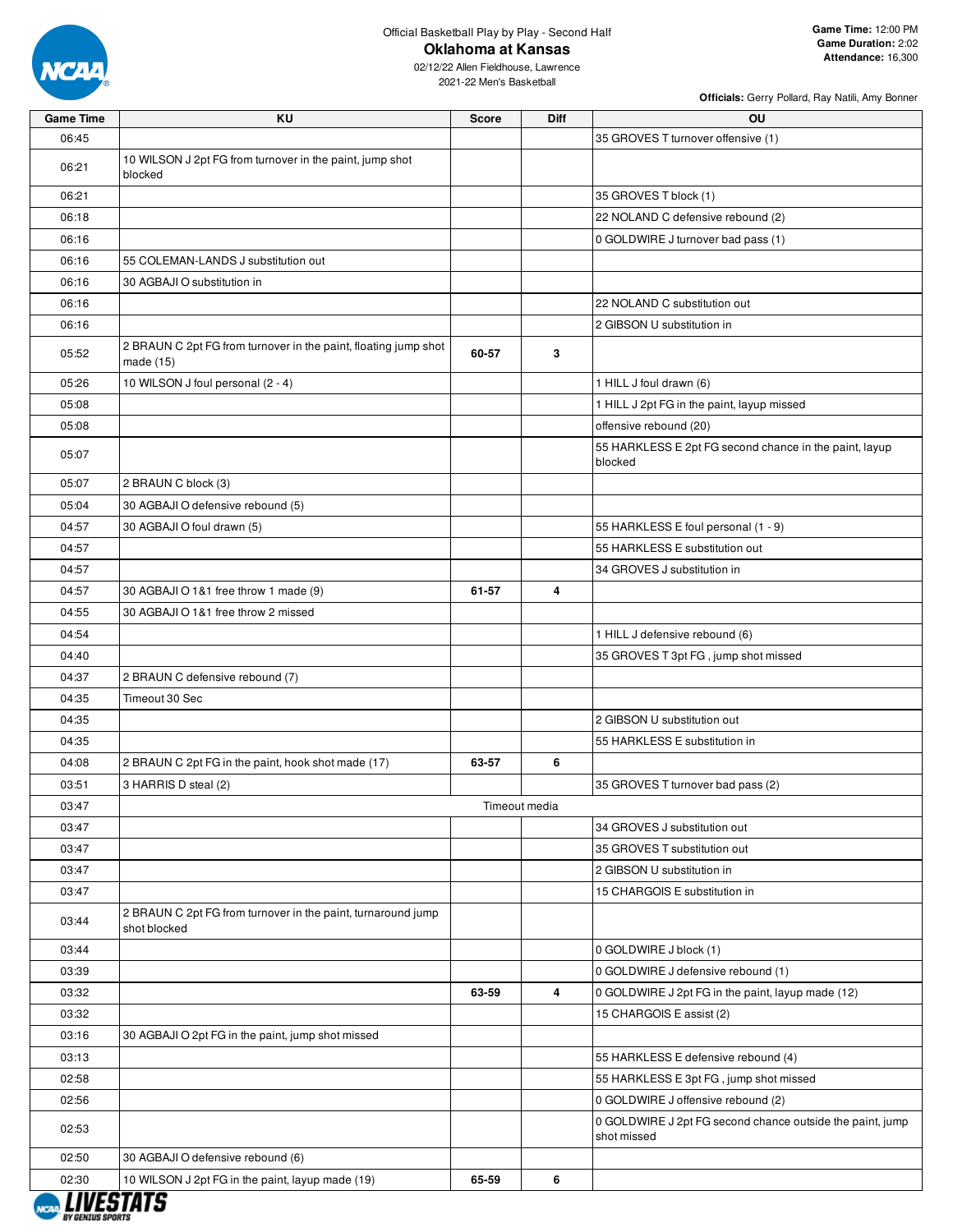Official Basketball Play by Play - Second Half

# Oklahoma at Kansas

02/12/22 Allen Fieldhouse, Lawrence
2021-22 Men's Basketball

**Game Time:** 12:00 PM
**Game Duration:** 2:02
**Attendance:** 16,300

**Officials:** Gerry Pollard, Ray Natili, Amy Bonner

| Game Time | KU | Score | Diff | OU |
|---|---|---|---|---|
| 06:45 | | | | 35 GROVES T turnover offensive (1) |
| 06:21 | 10 WILSON J 2pt FG from turnover in the paint, jump shot blocked | | | |
| 06:21 | | | | 35 GROVES T block (1) |
| 06:18 | | | | 22 NOLAND C defensive rebound (2) |
| 06:16 | | | | 0 GOLDWIRE J turnover bad pass (1) |
| 06:16 | 55 COLEMAN-LANDS J substitution out | | | |
| 06:16 | 30 AGBAJI O substitution in | | | |
| 06:16 | | | | 22 NOLAND C substitution out |
| 06:16 | | | | 2 GIBSON U substitution in |
| 05:52 | 2 BRAUN C 2pt FG from turnover in the paint, floating jump shot made (15) | 60-57 | 3 | |
| 05:26 | 10 WILSON J foul personal (2 - 4) | | | 1 HILL J foul drawn (6) |
| 05:08 | | | | 1 HILL J 2pt FG in the paint, layup missed |
| 05:08 | | | | offensive rebound (20) |
| 05:07 | | | | 55 HARKLESS E 2pt FG second chance in the paint, layup blocked |
| 05:07 | 2 BRAUN C block (3) | | | |
| 05:04 | 30 AGBAJI O defensive rebound (5) | | | |
| 04:57 | 30 AGBAJI O foul drawn (5) | | | 55 HARKLESS E foul personal (1 - 9) |
| 04:57 | | | | 55 HARKLESS E substitution out |
| 04:57 | | | | 34 GROVES J substitution in |
| 04:57 | 30 AGBAJI O 1&1 free throw 1 made (9) | 61-57 | 4 | |
| 04:55 | 30 AGBAJI O 1&1 free throw 2 missed | | | |
| 04:54 | | | | 1 HILL J defensive rebound (6) |
| 04:40 | | | | 35 GROVES T 3pt FG , jump shot missed |
| 04:37 | 2 BRAUN C defensive rebound (7) | | | |
| 04:35 | Timeout 30 Sec | | | |
| 04:35 | | | | 2 GIBSON U substitution out |
| 04:35 | | | | 55 HARKLESS E substitution in |
| 04:08 | 2 BRAUN C 2pt FG in the paint, hook shot made (17) | 63-57 | 6 | |
| 03:51 | 3 HARRIS D steal (2) | | | 35 GROVES T turnover bad pass (2) |
| 03:47 | | Timeout media | | |
| 03:47 | | | | 34 GROVES J substitution out |
| 03:47 | | | | 35 GROVES T substitution out |
| 03:47 | | | | 2 GIBSON U substitution in |
| 03:47 | | | | 15 CHARGOIS E substitution in |
| 03:44 | 2 BRAUN C 2pt FG from turnover in the paint, turnaround jump shot blocked | | | |
| 03:44 | | | | 0 GOLDWIRE J block (1) |
| 03:39 | | | | 0 GOLDWIRE J defensive rebound (1) |
| 03:32 | | 63-59 | 4 | 0 GOLDWIRE J 2pt FG in the paint, layup made (12) |
| 03:32 | | | | 15 CHARGOIS E assist (2) |
| 03:16 | 30 AGBAJI O 2pt FG in the paint, jump shot missed | | | |
| 03:13 | | | | 55 HARKLESS E defensive rebound (4) |
| 02:58 | | | | 55 HARKLESS E 3pt FG , jump shot missed |
| 02:56 | | | | 0 GOLDWIRE J offensive rebound (2) |
| 02:53 | | | | 0 GOLDWIRE J 2pt FG second chance outside the paint, jump shot missed |
| 02:50 | 30 AGBAJI O defensive rebound (6) | | | |
| 02:30 | 10 WILSON J 2pt FG in the paint, layup made (19) | 65-59 | 6 | |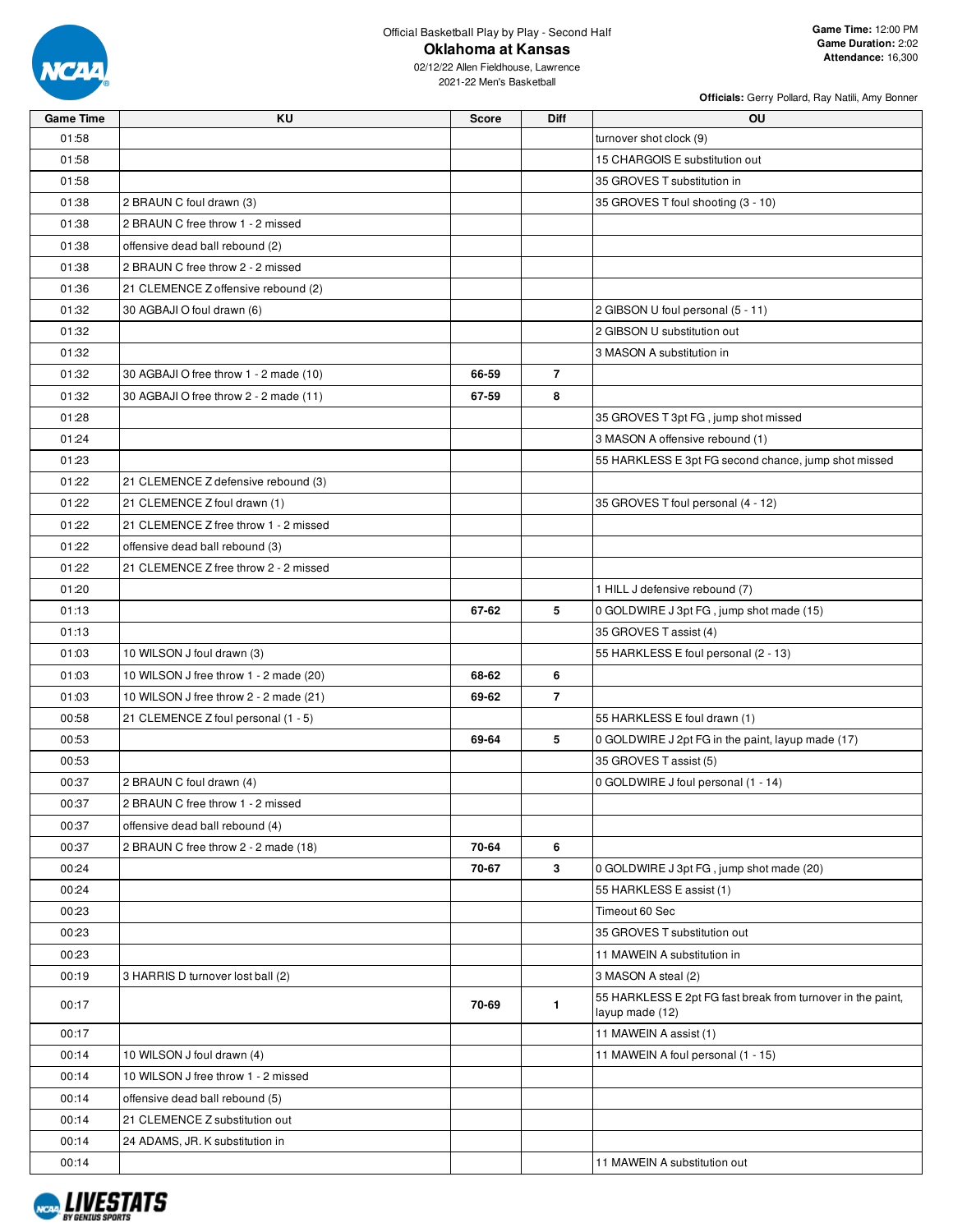Official Basketball Play by Play - Second Half

# Oklahoma at Kansas

02/12/22 Allen Fieldhouse, Lawrence

2021-22 Men's Basketball

**Game Time:** 12:00 PM
**Game Duration:** 2:02
**Attendance:** 16,300

**Officials:** Gerry Pollard, Ray Natili, Amy Bonner

| Game Time | KU | Score | Diff | OU |
|---|---|---|---|---|
| 01:58 | | | | turnover shot clock (9) |
| 01:58 | | | | 15 CHARGOIS E substitution out |
| 01:58 | | | | 35 GROVES T substitution in |
| 01:38 | 2 BRAUN C foul drawn (3) | | | 35 GROVES T foul shooting (3 - 10) |
| 01:38 | 2 BRAUN C free throw 1 - 2 missed | | | |
| 01:38 | offensive dead ball rebound (2) | | | |
| 01:38 | 2 BRAUN C free throw 2 - 2 missed | | | |
| 01:36 | 21 CLEMENCE Z offensive rebound (2) | | | |
| 01:32 | 30 AGBAJI O foul drawn (6) | | | 2 GIBSON U foul personal (5 - 11) |
| 01:32 | | | | 2 GIBSON U substitution out |
| 01:32 | | | | 3 MASON A substitution in |
| 01:32 | 30 AGBAJI O free throw 1 - 2 made (10) | 66-59 | 7 | |
| 01:32 | 30 AGBAJI O free throw 2 - 2 made (11) | 67-59 | 8 | |
| 01:28 | | | | 35 GROVES T 3pt FG , jump shot missed |
| 01:24 | | | | 3 MASON A offensive rebound (1) |
| 01:23 | | | | 55 HARKLESS E 3pt FG second chance, jump shot missed |
| 01:22 | 21 CLEMENCE Z defensive rebound (3) | | | |
| 01:22 | 21 CLEMENCE Z foul drawn (1) | | | 35 GROVES T foul personal (4 - 12) |
| 01:22 | 21 CLEMENCE Z free throw 1 - 2 missed | | | |
| 01:22 | offensive dead ball rebound (3) | | | |
| 01:22 | 21 CLEMENCE Z free throw 2 - 2 missed | | | |
| 01:20 | | | | 1 HILL J defensive rebound (7) |
| 01:13 | | 67-62 | 5 | 0 GOLDWIRE J 3pt FG , jump shot made (15) |
| 01:13 | | | | 35 GROVES T assist (4) |
| 01:03 | 10 WILSON J foul drawn (3) | | | 55 HARKLESS E foul personal (2 - 13) |
| 01:03 | 10 WILSON J free throw 1 - 2 made (20) | 68-62 | 6 | |
| 01:03 | 10 WILSON J free throw 2 - 2 made (21) | 69-62 | 7 | |
| 00:58 | 21 CLEMENCE Z foul personal (1 - 5) | | | 55 HARKLESS E foul drawn (1) |
| 00:53 | | 69-64 | 5 | 0 GOLDWIRE J 2pt FG in the paint, layup made (17) |
| 00:53 | | | | 35 GROVES T assist (5) |
| 00:37 | 2 BRAUN C foul drawn (4) | | | 0 GOLDWIRE J foul personal (1 - 14) |
| 00:37 | 2 BRAUN C free throw 1 - 2 missed | | | |
| 00:37 | offensive dead ball rebound (4) | | | |
| 00:37 | 2 BRAUN C free throw 2 - 2 made (18) | 70-64 | 6 | |
| 00:24 | | 70-67 | 3 | 0 GOLDWIRE J 3pt FG , jump shot made (20) |
| 00:24 | | | | 55 HARKLESS E assist (1) |
| 00:23 | | | | Timeout 60 Sec |
| 00:23 | | | | 35 GROVES T substitution out |
| 00:23 | | | | 11 MAWEIN A substitution in |
| 00:19 | 3 HARRIS D turnover lost ball (2) | | | 3 MASON A steal (2) |
| 00:17 | | 70-69 | 1 | 55 HARKLESS E 2pt FG fast break from turnover in the paint, layup made (12) |
| 00:17 | | | | 11 MAWEIN A assist (1) |
| 00:14 | 10 WILSON J foul drawn (4) | | | 11 MAWEIN A foul personal (1 - 15) |
| 00:14 | 10 WILSON J free throw 1 - 2 missed | | | |
| 00:14 | offensive dead ball rebound (5) | | | |
| 00:14 | 21 CLEMENCE Z substitution out | | | |
| 00:14 | 24 ADAMS, JR. K substitution in | | | |
| 00:14 | | | | 11 MAWEIN A substitution out |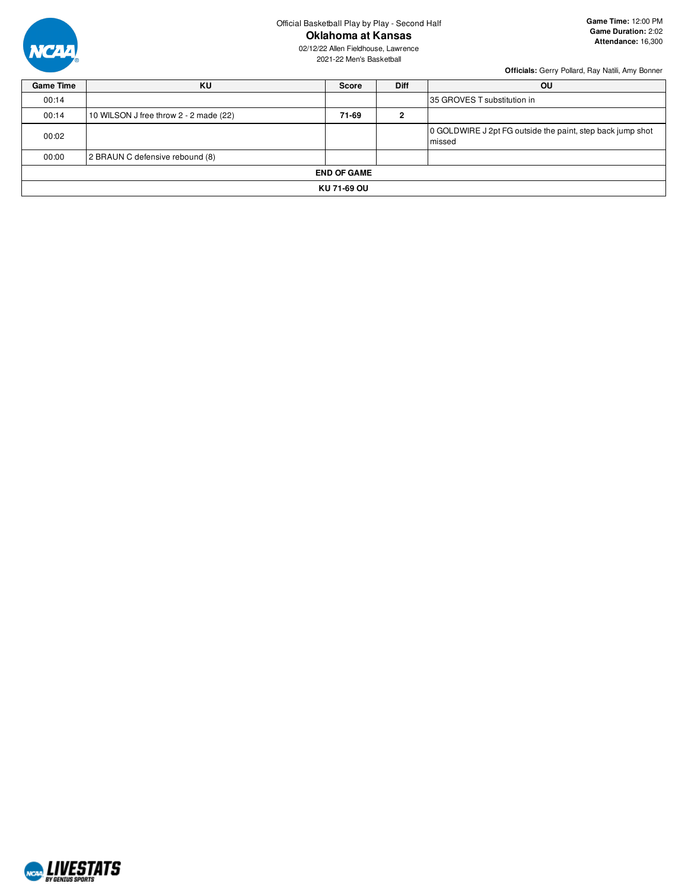Official Basketball Play by Play - Second Half

## Oklahoma at Kansas

02/12/22 Allen Fieldhouse, Lawrence

2021-22 Men's Basketball

**Game Time:** 12:00 PM
**Game Duration:** 2:02
**Attendance:** 16,300

**Officials:** Gerry Pollard, Ray Natili, Amy Bonner

| Game Time | KU | Score | Diff | OU |
|---|---|---|---|---|
| 00:14 | | | | 35 GROVES T substitution in |
| 00:14 | 10 WILSON J free throw 2 - 2 made (22) | **71-69** | **2** | |
| 00:02 | | | | 0 GOLDWIRE J 2pt FG outside the paint, step back jump shot missed |
| 00:00 | 2 BRAUN C defensive rebound (8) | | | |
| **END OF GAME** | | | | |
| **KU 71-69 OU** | | | | |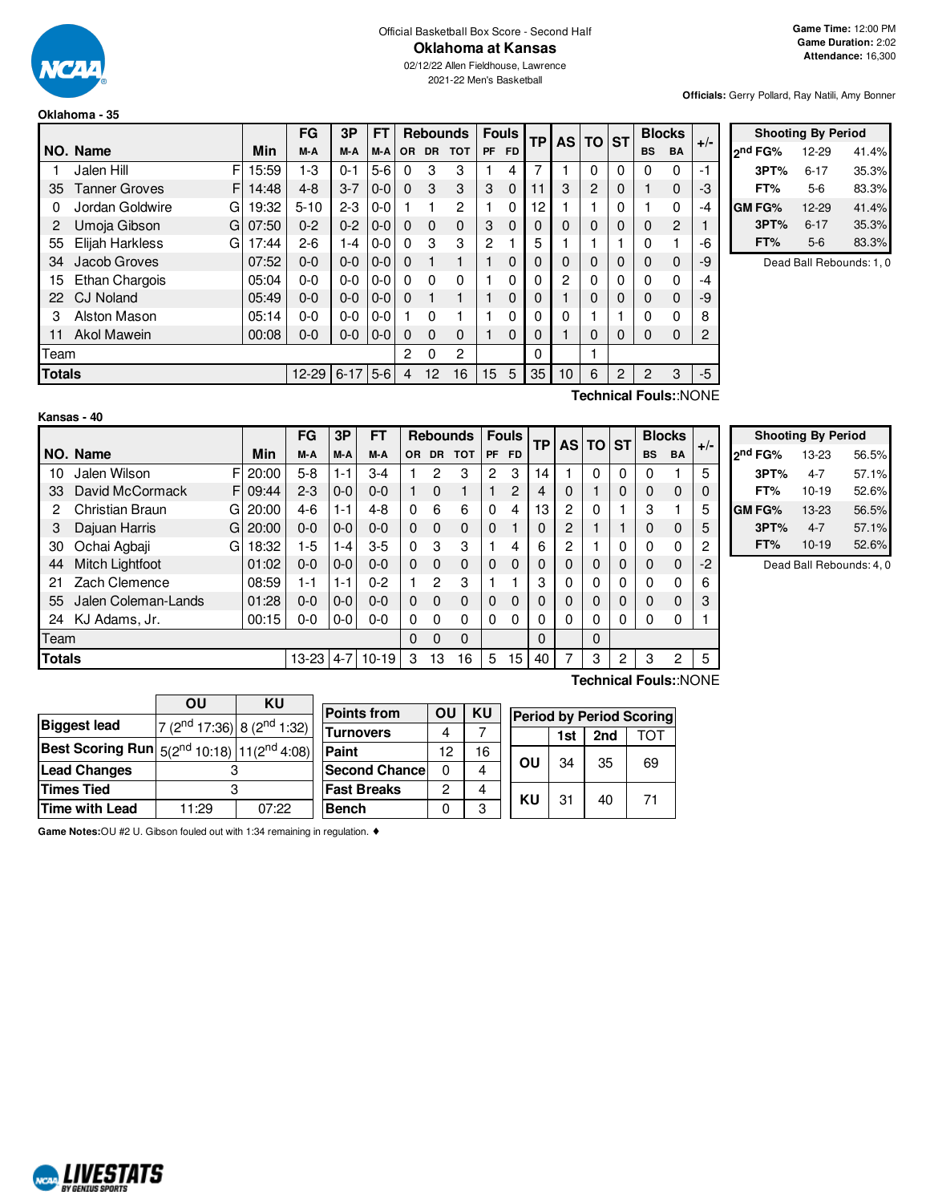Official Basketball Box Score - Second Half

# Oklahoma at Kansas

02/12/22 Allen Fieldhouse, Lawrence

2021-22 Men's Basketball

Game Time: 12:00 PM
Game Duration: 2:02
Attendance: 16,300

**Officials:** Gerry Pollard, Ray Natili, Amy Bonner

## Oklahoma - 35

| NO. | Name | | Min | FG M-A | 3P M-A | FT M-A | Rebounds OR | DR | TOT | Fouls PF | FD | TP | AS | TO | ST | Blocks BS | BA | +/- |
|---|---|---|---|---|---|---|---|---|---|---|---|---|---|---|---|---|---|---|
| 1 | Jalen Hill | F | 15:59 | 1-3 | 0-1 | 5-6 | 0 | 3 | 3 | 1 | 4 | 7 | 1 | 0 | 0 | 0 | 0 | -1 |
| 35 | Tanner Groves | F | 14:48 | 4-8 | 3-7 | 0-0 | 0 | 3 | 3 | 3 | 0 | 11 | 3 | 2 | 0 | 1 | 0 | -3 |
| 0 | Jordan Goldwire | G | 19:32 | 5-10 | 2-3 | 0-0 | 1 | 1 | 2 | 1 | 0 | 12 | 1 | 1 | 0 | 1 | 0 | -4 |
| 2 | Umoja Gibson | G | 07:50 | 0-2 | 0-2 | 0-0 | 0 | 0 | 0 | 3 | 0 | 0 | 0 | 0 | 0 | 0 | 2 | 1 |
| 55 | Elijah Harkless | G | 17:44 | 2-6 | 1-4 | 0-0 | 0 | 3 | 3 | 2 | 1 | 5 | 1 | 1 | 1 | 0 | 1 | -6 |
| 34 | Jacob Groves | | 07:52 | 0-0 | 0-0 | 0-0 | 0 | 1 | 1 | 1 | 0 | 0 | 0 | 0 | 0 | 0 | 0 | -9 |
| 15 | Ethan Chargois | | 05:04 | 0-0 | 0-0 | 0-0 | 0 | 0 | 0 | 1 | 0 | 0 | 2 | 0 | 0 | 0 | 0 | -4 |
| 22 | CJ Noland | | 05:49 | 0-0 | 0-0 | 0-0 | 0 | 1 | 1 | 1 | 0 | 0 | 1 | 0 | 0 | 0 | 0 | -9 |
| 3 | Alston Mason | | 05:14 | 0-0 | 0-0 | 0-0 | 1 | 0 | 1 | 1 | 0 | 0 | 0 | 1 | 1 | 0 | 0 | 8 |
| 11 | Akol Mawein | | 00:08 | 0-0 | 0-0 | 0-0 | 0 | 0 | 0 | 1 | 0 | 0 | 1 | 0 | 0 | 0 | 0 | 2 |
| | Team | | | | | | 2 | 0 | 2 | | | 0 | | 1 | | | | |
| | **Totals** | | | 12-29 | 6-17 | 5-6 | 4 | 12 | 16 | 15 | 5 | 35 | 10 | 6 | 2 | 2 | 3 | -5 |

**Technical Fouls:**:NONE

| Shooting By Period | | |
|---|---|---|
| 2nd FG% | 12-29 | 41.4% |
| 3PT% | 6-17 | 35.3% |
| FT% | 5-6 | 83.3% |
| GM FG% | 12-29 | 41.4% |
| 3PT% | 6-17 | 35.3% |
| FT% | 5-6 | 83.3% |

Dead Ball Rebounds: 1, 0

## Kansas - 40

| NO. | Name | | Min | FG M-A | 3P M-A | FT M-A | Rebounds OR | DR | TOT | Fouls PF | FD | TP | AS | TO | ST | Blocks BS | BA | +/- |
|---|---|---|---|---|---|---|---|---|---|---|---|---|---|---|---|---|---|---|
| 10 | Jalen Wilson | F | 20:00 | 5-8 | 1-1 | 3-4 | 1 | 2 | 3 | 2 | 3 | 14 | 1 | 0 | 0 | 0 | 1 | 5 |
| 33 | David McCormack | F | 09:44 | 2-3 | 0-0 | 0-0 | 1 | 0 | 1 | 1 | 2 | 4 | 0 | 1 | 0 | 0 | 0 | 0 |
| 2 | Christian Braun | G | 20:00 | 4-6 | 1-1 | 4-8 | 0 | 6 | 6 | 0 | 4 | 13 | 2 | 0 | 1 | 3 | 1 | 5 |
| 3 | Dajuan Harris | G | 20:00 | 0-0 | 0-0 | 0-0 | 0 | 0 | 0 | 0 | 1 | 0 | 2 | 1 | 1 | 0 | 0 | 5 |
| 30 | Ochai Agbaji | G | 18:32 | 1-5 | 1-4 | 3-5 | 0 | 3 | 3 | 1 | 4 | 6 | 2 | 1 | 0 | 0 | 0 | 2 |
| 44 | Mitch Lightfoot | | 01:02 | 0-0 | 0-0 | 0-0 | 0 | 0 | 0 | 0 | 0 | 0 | 0 | 0 | 0 | 0 | 0 | -2 |
| 21 | Zach Clemence | | 08:59 | 1-1 | 1-1 | 0-2 | 1 | 2 | 3 | 1 | 1 | 3 | 0 | 0 | 0 | 0 | 0 | 6 |
| 55 | Jalen Coleman-Lands | | 01:28 | 0-0 | 0-0 | 0-0 | 0 | 0 | 0 | 0 | 0 | 0 | 0 | 0 | 0 | 0 | 0 | 3 |
| 24 | KJ Adams, Jr. | | 00:15 | 0-0 | 0-0 | 0-0 | 0 | 0 | 0 | 0 | 0 | 0 | 0 | 0 | 0 | 0 | 0 | 1 |
| | Team | | | | | | 0 | 0 | 0 | | | 0 | | 0 | | | | |
| | **Totals** | | | 13-23 | 4-7 | 10-19 | 3 | 13 | 16 | 5 | 15 | 40 | 7 | 3 | 2 | 3 | 2 | 5 |

**Technical Fouls:**:NONE

| Shooting By Period | | |
|---|---|---|
| 2nd FG% | 13-23 | 56.5% |
| 3PT% | 4-7 | 57.1% |
| FT% | 10-19 | 52.6% |
| GM FG% | 13-23 | 56.5% |
| 3PT% | 4-7 | 57.1% |
| FT% | 10-19 | 52.6% |

Dead Ball Rebounds: 4, 0

| | OU | KU |
|---|---|---|
| **Biggest lead** | 7 (2nd 17:36) | 8 (2nd 1:32) |
| **Best Scoring Run** | 5(2nd 10:18) | 11(2nd 4:08) |
| **Lead Changes** | 3 | |
| **Times Tied** | 3 | |
| **Time with Lead** | 11:29 | 07:22 |

| Points from | OU | KU |
|---|---|---|
| Turnovers | 4 | 7 |
| Paint | 12 | 16 |
| Second Chance | 0 | 4 |
| Fast Breaks | 2 | 4 |
| Bench | 0 | 3 |

| Period by Period Scoring | 1st | 2nd | TOT |
|---|---|---|---|
| OU | 34 | 35 | 69 |
| KU | 31 | 40 | 71 |

**Game Notes:**OU #2 U. Gibson fouled out with 1:34 remaining in regulation. ♦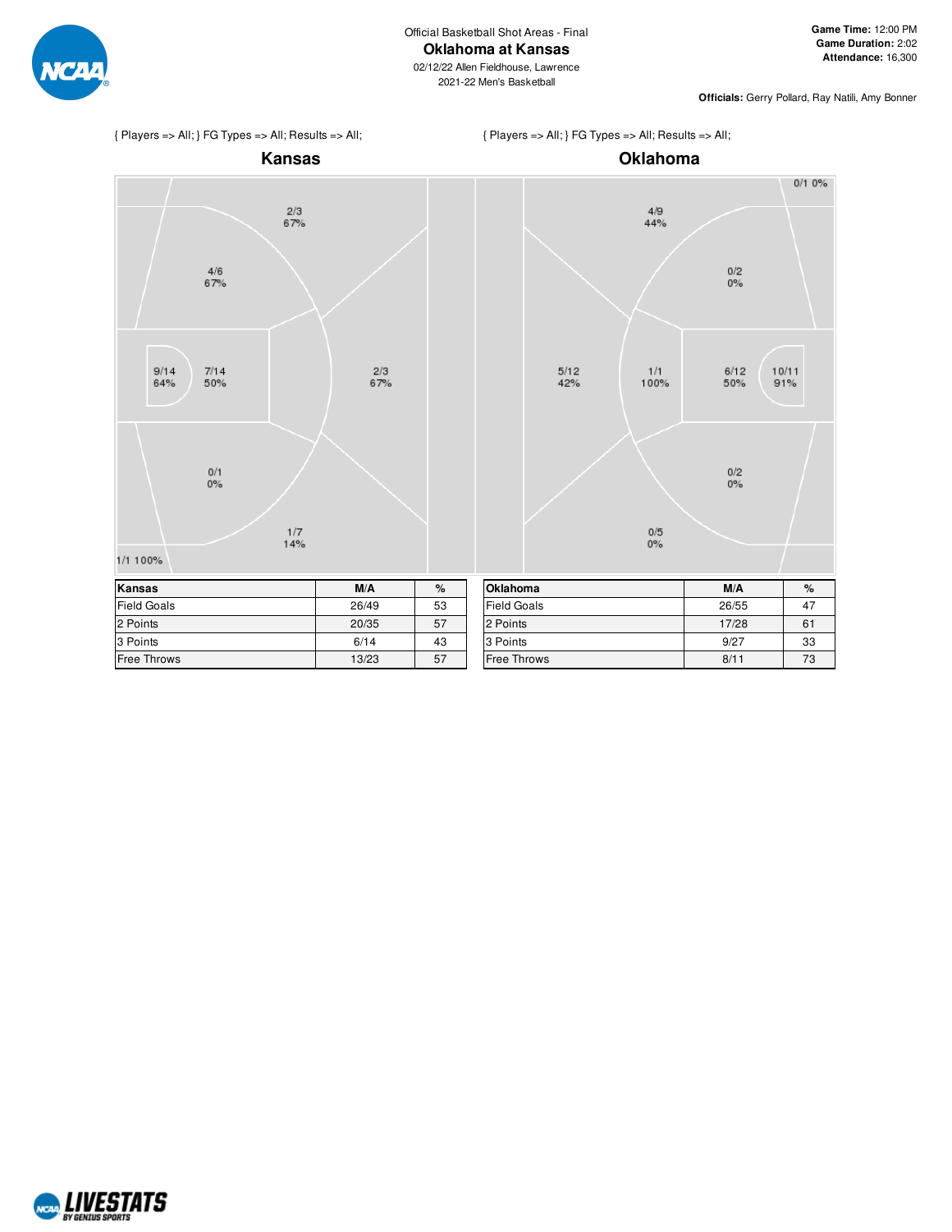Official Basketball Shot Areas - Final

# Oklahoma at Kansas

02/12/22 Allen Fieldhouse, Lawrence
2021-22 Men's Basketball

**Game Time:** 12:00 PM
**Game Duration:** 2:02
**Attendance:** 16,300

**Officials:** Gerry Pollard, Ray Natili, Amy Bonner

{ Players => All; } FG Types => All; Results => All;

## Kansas

2/3 67%
4/6 67%
9/14 64%
7/14 50%
2/3 67%
0/1 0%
1/7 14%
1/1 100%

{ Players => All; } FG Types => All; Results => All;

## Oklahoma

0/1 0%
4/9 44%
0/2 0%
5/12 42%
1/1 100%
6/12 50%
10/11 91%
0/2 0%
0/5 0%

| Kansas | M/A | % |
|---|---|---|
| Field Goals | 26/49 | 53 |
| 2 Points | 20/35 | 57 |
| 3 Points | 6/14 | 43 |
| Free Throws | 13/23 | 57 |

| Oklahoma | M/A | % |
|---|---|---|
| Field Goals | 26/55 | 47 |
| 2 Points | 17/28 | 61 |
| 3 Points | 9/27 | 33 |
| Free Throws | 8/11 | 73 |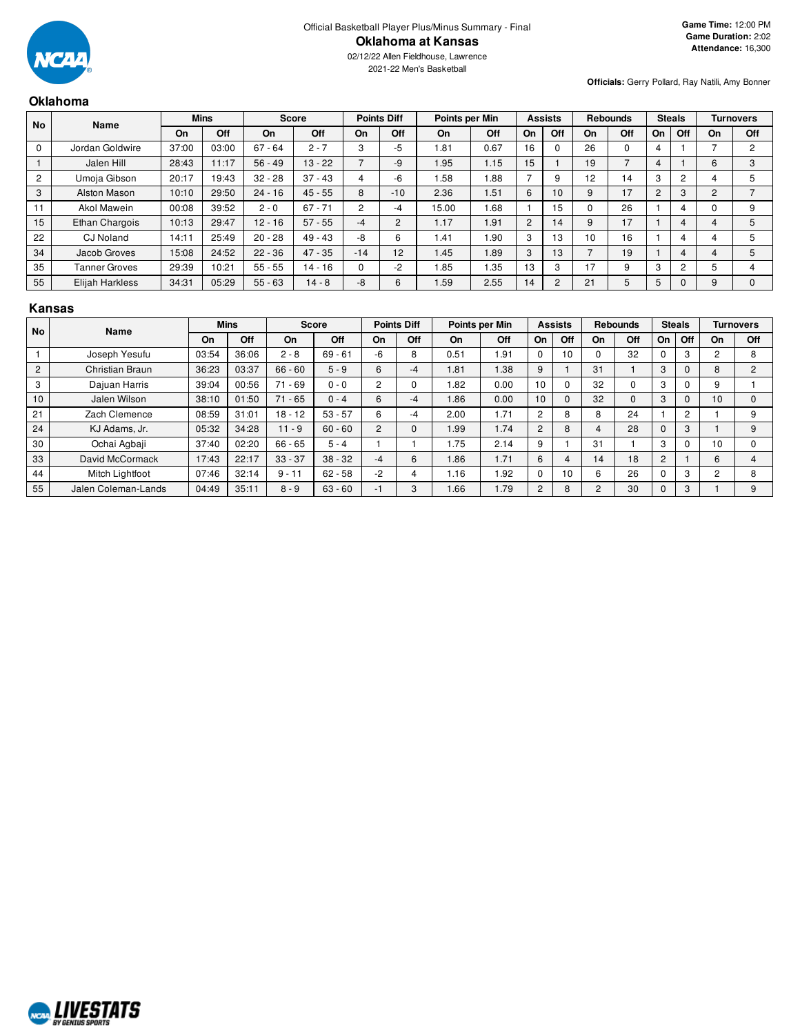Official Basketball Player Plus/Minus Summary - Final

# Oklahoma at Kansas

02/12/22 Allen Fieldhouse, Lawrence

2021-22 Men's Basketball

**Game Time:** 12:00 PM
**Game Duration:** 2:02
**Attendance:** 16,300

**Officials:** Gerry Pollard, Ray Natili, Amy Bonner

## Oklahoma

| No | Name | Mins | | Score | | Points Diff | | Points per Min | | Assists | | Rebounds | | Steals | | Turnovers | |
|---|---|---|---|---|---|---|---|---|---|---|---|---|---|---|---|---|---|
| | | On | Off | On | Off | On | Off | On | Off | On | Off | On | Off | On | Off | On | Off |
| 0 | Jordan Goldwire | 37:00 | 03:00 | 67 - 64 | 2 - 7 | 3 | -5 | 1.81 | 0.67 | 16 | 0 | 26 | 0 | 4 | 1 | 7 | 2 |
| 1 | Jalen Hill | 28:43 | 11:17 | 56 - 49 | 13 - 22 | 7 | -9 | 1.95 | 1.15 | 15 | 1 | 19 | 7 | 4 | 1 | 6 | 3 |
| 2 | Umoja Gibson | 20:17 | 19:43 | 32 - 28 | 37 - 43 | 4 | -6 | 1.58 | 1.88 | 7 | 9 | 12 | 14 | 3 | 2 | 4 | 5 |
| 3 | Alston Mason | 10:10 | 29:50 | 24 - 16 | 45 - 55 | 8 | -10 | 2.36 | 1.51 | 6 | 10 | 9 | 17 | 2 | 3 | 2 | 7 |
| 11 | Akol Mawein | 00:08 | 39:52 | 2 - 0 | 67 - 71 | 2 | -4 | 15.00 | 1.68 | 1 | 15 | 0 | 26 | 1 | 4 | 0 | 9 |
| 15 | Ethan Chargois | 10:13 | 29:47 | 12 - 16 | 57 - 55 | -4 | 2 | 1.17 | 1.91 | 2 | 14 | 9 | 17 | 1 | 4 | 4 | 5 |
| 22 | CJ Noland | 14:11 | 25:49 | 20 - 28 | 49 - 43 | -8 | 6 | 1.41 | 1.90 | 3 | 13 | 10 | 16 | 1 | 4 | 4 | 5 |
| 34 | Jacob Groves | 15:08 | 24:52 | 22 - 36 | 47 - 35 | -14 | 12 | 1.45 | 1.89 | 3 | 13 | 7 | 19 | 1 | 4 | 4 | 5 |
| 35 | Tanner Groves | 29:39 | 10:21 | 55 - 55 | 14 - 16 | 0 | -2 | 1.85 | 1.35 | 13 | 3 | 17 | 9 | 3 | 2 | 5 | 4 |
| 55 | Elijah Harkless | 34:31 | 05:29 | 55 - 63 | 14 - 8 | -8 | 6 | 1.59 | 2.55 | 14 | 2 | 21 | 5 | 5 | 0 | 9 | 0 |

## Kansas

| No | Name | Mins | | Score | | Points Diff | | Points per Min | | Assists | | Rebounds | | Steals | | Turnovers | |
|---|---|---|---|---|---|---|---|---|---|---|---|---|---|---|---|---|---|
| | | On | Off | On | Off | On | Off | On | Off | On | Off | On | Off | On | Off | On | Off |
| 1 | Joseph Yesufu | 03:54 | 36:06 | 2 - 8 | 69 - 61 | -6 | 8 | 0.51 | 1.91 | 0 | 10 | 0 | 32 | 0 | 3 | 2 | 8 |
| 2 | Christian Braun | 36:23 | 03:37 | 66 - 60 | 5 - 9 | 6 | -4 | 1.81 | 1.38 | 9 | 1 | 31 | 1 | 3 | 0 | 8 | 2 |
| 3 | Dajuan Harris | 39:04 | 00:56 | 71 - 69 | 0 - 0 | 2 | 0 | 1.82 | 0.00 | 10 | 0 | 32 | 0 | 3 | 0 | 9 | 1 |
| 10 | Jalen Wilson | 38:10 | 01:50 | 71 - 65 | 0 - 4 | 6 | -4 | 1.86 | 0.00 | 10 | 0 | 32 | 0 | 3 | 0 | 10 | 0 |
| 21 | Zach Clemence | 08:59 | 31:01 | 18 - 12 | 53 - 57 | 6 | -4 | 2.00 | 1.71 | 2 | 8 | 8 | 24 | 1 | 2 | 1 | 9 |
| 24 | KJ Adams, Jr. | 05:32 | 34:28 | 11 - 9 | 60 - 60 | 2 | 0 | 1.99 | 1.74 | 2 | 8 | 4 | 28 | 0 | 3 | 1 | 9 |
| 30 | Ochai Agbaji | 37:40 | 02:20 | 66 - 65 | 5 - 4 | 1 | 1 | 1.75 | 2.14 | 9 | 1 | 31 | 1 | 3 | 0 | 10 | 0 |
| 33 | David McCormack | 17:43 | 22:17 | 33 - 37 | 38 - 32 | -4 | 6 | 1.86 | 1.71 | 6 | 4 | 14 | 18 | 2 | 1 | 6 | 4 |
| 44 | Mitch Lightfoot | 07:46 | 32:14 | 9 - 11 | 62 - 58 | -2 | 4 | 1.16 | 1.92 | 0 | 10 | 6 | 26 | 0 | 3 | 2 | 8 |
| 55 | Jalen Coleman-Lands | 04:49 | 35:11 | 8 - 9 | 63 - 60 | -1 | 3 | 1.66 | 1.79 | 2 | 8 | 2 | 30 | 0 | 3 | 1 | 9 |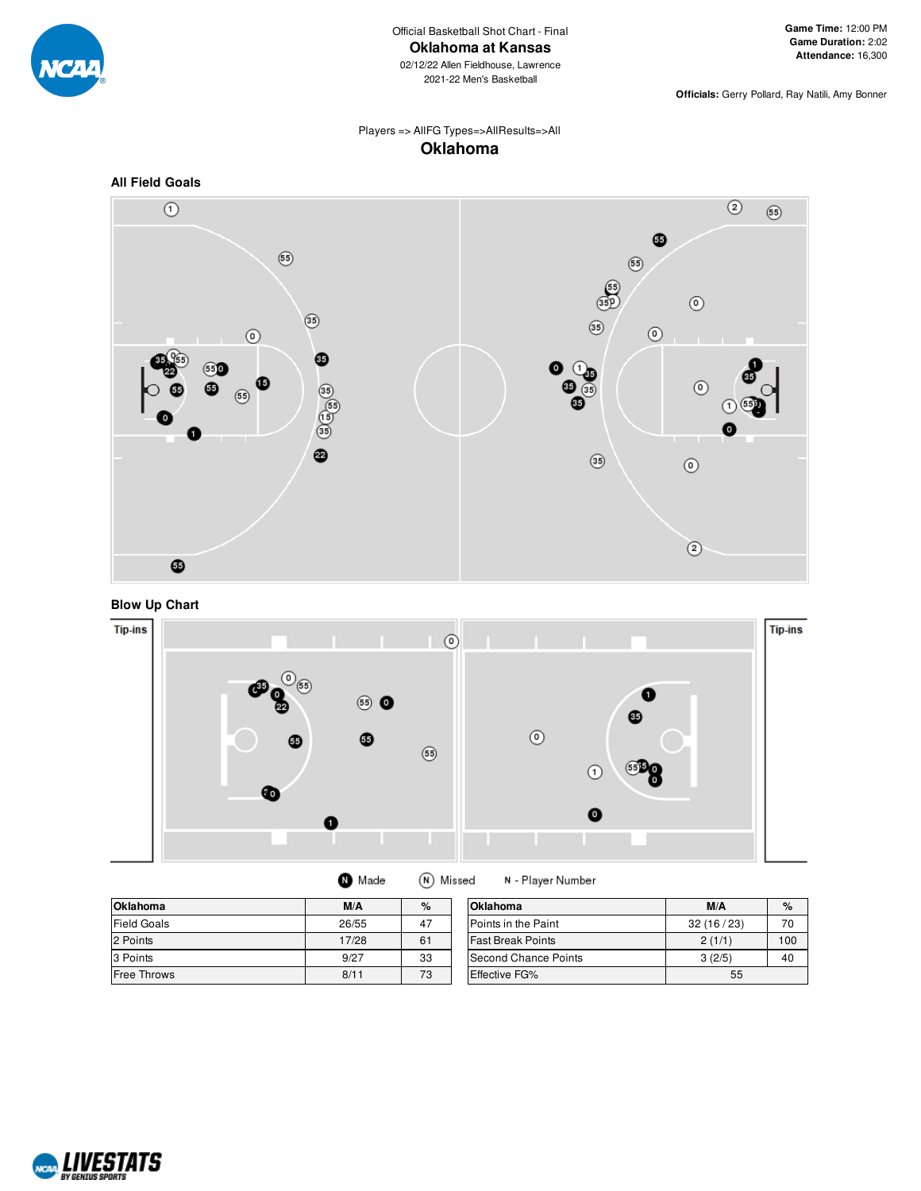Official Basketball Shot Chart - Final

# Oklahoma at Kansas

02/12/22 Allen Fieldhouse, Lawrence

2021-22 Men's Basketball

**Game Time:** 12:00 PM
**Game Duration:** 2:02
**Attendance:** 16,300

**Officials:** Gerry Pollard, Ray Natili, Amy Bonner

Players => AllFG Types=>AllResults=>All

## Oklahoma

### All Field Goals

### Blow Up Chart

Tip-ins

Tip-ins

N Made    N Missed    N - Player Number

| Oklahoma | M/A | % |
|---|---|---|
| Field Goals | 26/55 | 47 |
| 2 Points | 17/28 | 61 |
| 3 Points | 9/27 | 33 |
| Free Throws | 8/11 | 73 |

| Oklahoma | M/A | % |
|---|---|---|
| Points in the Paint | 32 (16 / 23) | 70 |
| Fast Break Points | 2 (1/1) | 100 |
| Second Chance Points | 3 (2/5) | 40 |
| Effective FG% | 55 | |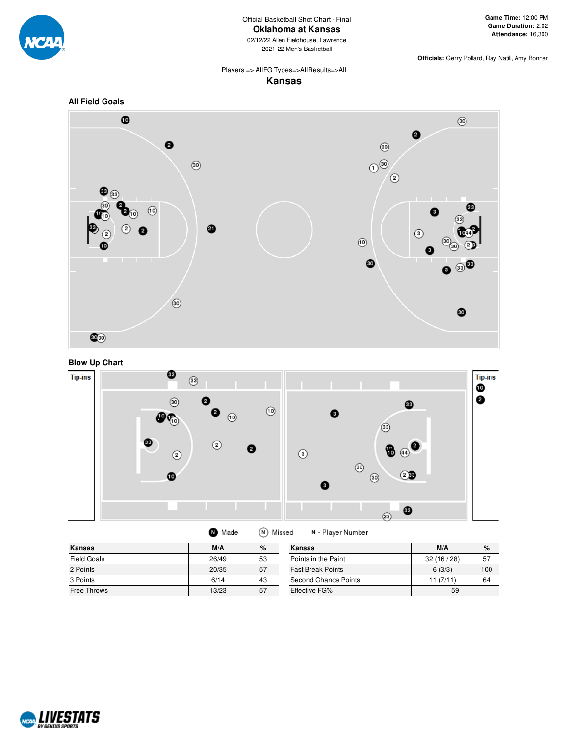Official Basketball Shot Chart - Final

# Oklahoma at Kansas

02/12/22 Allen Fieldhouse, Lawrence
2021-22 Men's Basketball

**Game Time:** 12:00 PM
**Game Duration:** 2:02
**Attendance:** 16,300

**Officials:** Gerry Pollard, Ray Natili, Amy Bonner

Players => AllFG Types=>AllResults=>All

## Kansas

### All Field Goals

### Blow Up Chart

Tip-ins

Tip-ins

Made   Missed   N - Player Number

| Kansas | M/A | % |
|---|---|---|
| Field Goals | 26/49 | 53 |
| 2 Points | 20/35 | 57 |
| 3 Points | 6/14 | 43 |
| Free Throws | 13/23 | 57 |

| Kansas | M/A | % |
|---|---|---|
| Points in the Paint | 32 (16 / 28) | 57 |
| Fast Break Points | 6 (3/3) | 100 |
| Second Chance Points | 11 (7/11) | 64 |
| Effective FG% | 59 | |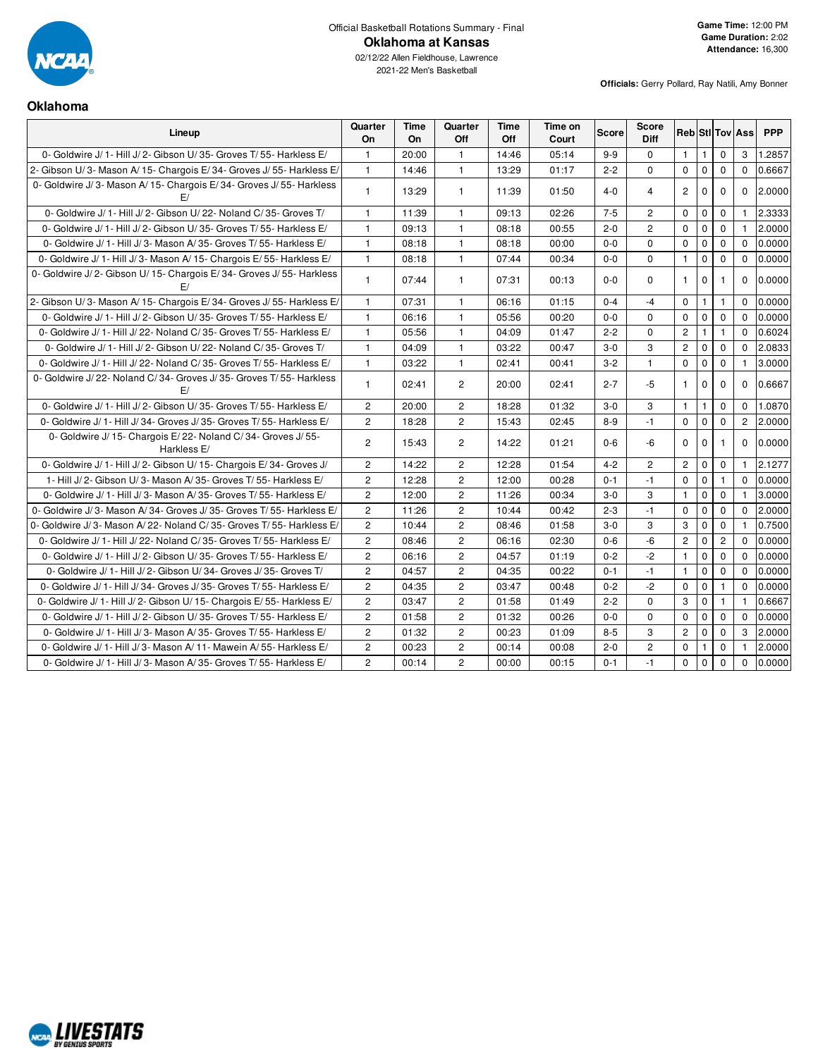Official Basketball Rotations Summary - Final

# Oklahoma at Kansas

02/12/22 Allen Fieldhouse, Lawrence

2021-22 Men's Basketball

**Game Time:** 12:00 PM
**Game Duration:** 2:02
**Attendance:** 16,300

**Officials:** Gerry Pollard, Ray Natili, Amy Bonner

## Oklahoma

| Lineup | Quarter On | Time On | Quarter Off | Time Off | Time on Court | Score | Score Diff | Reb | Stl | Tov | Ass | PPP |
|---|---|---|---|---|---|---|---|---|---|---|---|---|
| 0- Goldwire J/ 1- Hill J/ 2- Gibson U/ 35- Groves T/ 55- Harkless E/ | 1 | 20:00 | 1 | 14:46 | 05:14 | 9-9 | 0 | 1 | 1 | 0 | 3 | 1.2857 |
| 2- Gibson U/ 3- Mason A/ 15- Chargois E/ 34- Groves J/ 55- Harkless E/ | 1 | 14:46 | 1 | 13:29 | 01:17 | 2-2 | 0 | 0 | 0 | 0 | 0 | 0.6667 |
| 0- Goldwire J/ 3- Mason A/ 15- Chargois E/ 34- Groves J/ 55- Harkless E/ | 1 | 13:29 | 1 | 11:39 | 01:50 | 4-0 | 4 | 2 | 0 | 0 | 0 | 2.0000 |
| 0- Goldwire J/ 1- Hill J/ 2- Gibson U/ 22- Noland C/ 35- Groves T/ | 1 | 11:39 | 1 | 09:13 | 02:26 | 7-5 | 2 | 0 | 0 | 0 | 1 | 2.3333 |
| 0- Goldwire J/ 1- Hill J/ 2- Gibson U/ 35- Groves T/ 55- Harkless E/ | 1 | 09:13 | 1 | 08:18 | 00:55 | 2-0 | 2 | 0 | 0 | 0 | 1 | 2.0000 |
| 0- Goldwire J/ 1- Hill J/ 3- Mason A/ 35- Groves T/ 55- Harkless E/ | 1 | 08:18 | 1 | 08:18 | 00:00 | 0-0 | 0 | 0 | 0 | 0 | 0 | 0.0000 |
| 0- Goldwire J/ 1- Hill J/ 3- Mason A/ 15- Chargois E/ 55- Harkless E/ | 1 | 08:18 | 1 | 07:44 | 00:34 | 0-0 | 0 | 1 | 0 | 0 | 0 | 0.0000 |
| 0- Goldwire J/ 2- Gibson U/ 15- Chargois E/ 34- Groves J/ 55- Harkless E/ | 1 | 07:44 | 1 | 07:31 | 00:13 | 0-0 | 0 | 1 | 0 | 1 | 0 | 0.0000 |
| 2- Gibson U/ 3- Mason A/ 15- Chargois E/ 34- Groves J/ 55- Harkless E/ | 1 | 07:31 | 1 | 06:16 | 01:15 | 0-4 | -4 | 0 | 1 | 1 | 0 | 0.0000 |
| 0- Goldwire J/ 1- Hill J/ 2- Gibson U/ 35- Groves T/ 55- Harkless E/ | 1 | 06:16 | 1 | 05:56 | 00:20 | 0-0 | 0 | 0 | 0 | 0 | 0 | 0.0000 |
| 0- Goldwire J/ 1- Hill J/ 22- Noland C/ 35- Groves T/ 55- Harkless E/ | 1 | 05:56 | 1 | 04:09 | 01:47 | 2-2 | 0 | 2 | 1 | 1 | 0 | 0.6024 |
| 0- Goldwire J/ 1- Hill J/ 2- Gibson U/ 22- Noland C/ 35- Groves T/ | 1 | 04:09 | 1 | 03:22 | 00:47 | 3-0 | 3 | 2 | 0 | 0 | 0 | 2.0833 |
| 0- Goldwire J/ 1- Hill J/ 22- Noland C/ 35- Groves T/ 55- Harkless E/ | 1 | 03:22 | 1 | 02:41 | 00:41 | 3-2 | 1 | 0 | 0 | 0 | 1 | 3.0000 |
| 0- Goldwire J/ 22- Noland C/ 34- Groves J/ 35- Groves T/ 55- Harkless E/ | 1 | 02:41 | 2 | 20:00 | 02:41 | 2-7 | -5 | 1 | 0 | 0 | 0 | 0.6667 |
| 0- Goldwire J/ 1- Hill J/ 2- Gibson U/ 35- Groves T/ 55- Harkless E/ | 2 | 20:00 | 2 | 18:28 | 01:32 | 3-0 | 3 | 1 | 1 | 0 | 0 | 1.0870 |
| 0- Goldwire J/ 1- Hill J/ 34- Groves J/ 35- Groves T/ 55- Harkless E/ | 2 | 18:28 | 2 | 15:43 | 02:45 | 8-9 | -1 | 0 | 0 | 0 | 2 | 2.0000 |
| 0- Goldwire J/ 15- Chargois E/ 22- Noland C/ 34- Groves J/ 55- Harkless E/ | 2 | 15:43 | 2 | 14:22 | 01:21 | 0-6 | -6 | 0 | 0 | 1 | 0 | 0.0000 |
| 0- Goldwire J/ 1- Hill J/ 2- Gibson U/ 15- Chargois E/ 34- Groves J/ | 2 | 14:22 | 2 | 12:28 | 01:54 | 4-2 | 2 | 2 | 0 | 0 | 1 | 2.1277 |
| 1- Hill J/ 2- Gibson U/ 3- Mason A/ 35- Groves T/ 55- Harkless E/ | 2 | 12:28 | 2 | 12:00 | 00:28 | 0-1 | -1 | 0 | 0 | 1 | 0 | 0.0000 |
| 0- Goldwire J/ 1- Hill J/ 3- Mason A/ 35- Groves T/ 55- Harkless E/ | 2 | 12:00 | 2 | 11:26 | 00:34 | 3-0 | 3 | 1 | 0 | 0 | 1 | 3.0000 |
| 0- Goldwire J/ 3- Mason A/ 34- Groves J/ 35- Groves T/ 55- Harkless E/ | 2 | 11:26 | 2 | 10:44 | 00:42 | 2-3 | -1 | 0 | 0 | 0 | 0 | 2.0000 |
| 0- Goldwire J/ 3- Mason A/ 22- Noland C/ 35- Groves T/ 55- Harkless E/ | 2 | 10:44 | 2 | 08:46 | 01:58 | 3-0 | 3 | 3 | 0 | 0 | 1 | 0.7500 |
| 0- Goldwire J/ 1- Hill J/ 22- Noland C/ 35- Groves T/ 55- Harkless E/ | 2 | 08:46 | 2 | 06:16 | 02:30 | 0-6 | -6 | 2 | 0 | 2 | 0 | 0.0000 |
| 0- Goldwire J/ 1- Hill J/ 2- Gibson U/ 35- Groves T/ 55- Harkless E/ | 2 | 06:16 | 2 | 04:57 | 01:19 | 0-2 | -2 | 1 | 0 | 0 | 0 | 0.0000 |
| 0- Goldwire J/ 1- Hill J/ 2- Gibson U/ 34- Groves J/ 35- Groves T/ | 2 | 04:57 | 2 | 04:35 | 00:22 | 0-1 | -1 | 1 | 0 | 0 | 0 | 0.0000 |
| 0- Goldwire J/ 1- Hill J/ 34- Groves J/ 35- Groves T/ 55- Harkless E/ | 2 | 04:35 | 2 | 03:47 | 00:48 | 0-2 | -2 | 0 | 0 | 1 | 0 | 0.0000 |
| 0- Goldwire J/ 1- Hill J/ 2- Gibson U/ 15- Chargois E/ 55- Harkless E/ | 2 | 03:47 | 2 | 01:58 | 01:49 | 2-2 | 0 | 3 | 0 | 1 | 1 | 0.6667 |
| 0- Goldwire J/ 1- Hill J/ 2- Gibson U/ 35- Groves T/ 55- Harkless E/ | 2 | 01:58 | 2 | 01:32 | 00:26 | 0-0 | 0 | 0 | 0 | 0 | 0 | 0.0000 |
| 0- Goldwire J/ 1- Hill J/ 3- Mason A/ 35- Groves T/ 55- Harkless E/ | 2 | 01:32 | 2 | 00:23 | 01:09 | 8-5 | 3 | 2 | 0 | 0 | 3 | 2.0000 |
| 0- Goldwire J/ 1- Hill J/ 3- Mason A/ 11- Mawein A/ 55- Harkless E/ | 2 | 00:23 | 2 | 00:14 | 00:08 | 2-0 | 2 | 0 | 1 | 0 | 1 | 2.0000 |
| 0- Goldwire J/ 1- Hill J/ 3- Mason A/ 35- Groves T/ 55- Harkless E/ | 2 | 00:14 | 2 | 00:00 | 00:15 | 0-1 | -1 | 0 | 0 | 0 | 0 | 0.0000 |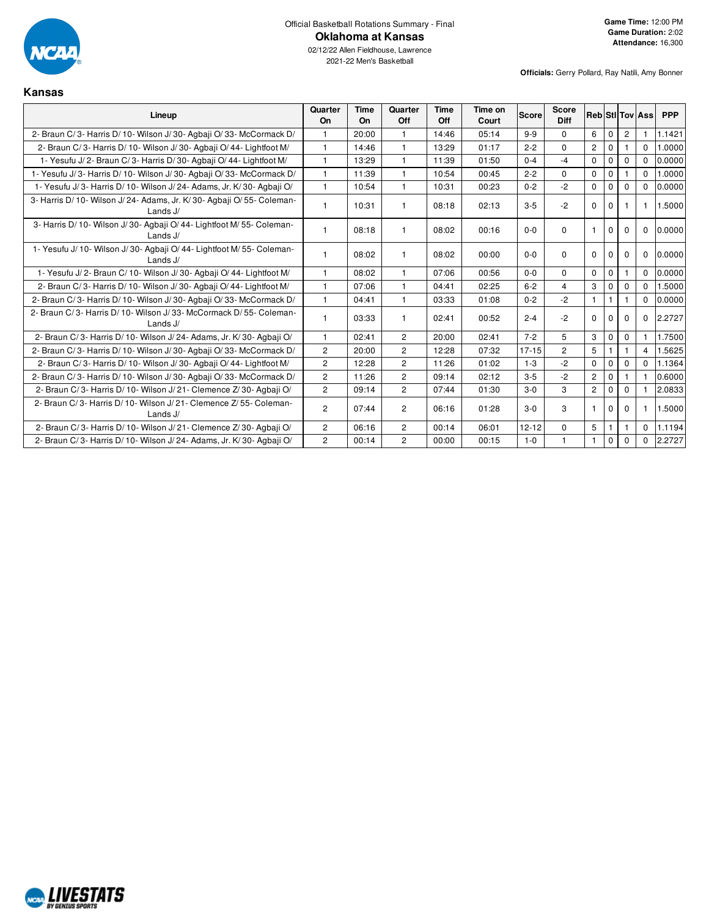Official Basketball Rotations Summary - Final

# Oklahoma at Kansas

02/12/22 Allen Fieldhouse, Lawrence

2021-22 Men's Basketball

**Game Time:** 12:00 PM
**Game Duration:** 2:02
**Attendance:** 16,300

**Officials:** Gerry Pollard, Ray Natili, Amy Bonner

## Kansas

| Lineup | Quarter On | Time On | Quarter Off | Time Off | Time on Court | Score | Score Diff | Reb | Stl | Tov | Ass | PPP |
|---|---|---|---|---|---|---|---|---|---|---|---|---|
| 2- Braun C/ 3- Harris D/ 10- Wilson J/ 30- Agbaji O/ 33- McCormack D/ | 1 | 20:00 | 1 | 14:46 | 05:14 | 9-9 | 0 | 6 | 0 | 2 | 1 | 1.1421 |
| 2- Braun C/ 3- Harris D/ 10- Wilson J/ 30- Agbaji O/ 44- Lightfoot M/ | 1 | 14:46 | 1 | 13:29 | 01:17 | 2-2 | 0 | 2 | 0 | 1 | 0 | 1.0000 |
| 1- Yesufu J/ 2- Braun C/ 3- Harris D/ 30- Agbaji O/ 44- Lightfoot M/ | 1 | 13:29 | 1 | 11:39 | 01:50 | 0-4 | -4 | 0 | 0 | 0 | 0 | 0.0000 |
| 1- Yesufu J/ 3- Harris D/ 10- Wilson J/ 30- Agbaji O/ 33- McCormack D/ | 1 | 11:39 | 1 | 10:54 | 00:45 | 2-2 | 0 | 0 | 0 | 1 | 0 | 1.0000 |
| 1- Yesufu J/ 3- Harris D/ 10- Wilson J/ 24- Adams, Jr. K/ 30- Agbaji O/ | 1 | 10:54 | 1 | 10:31 | 00:23 | 0-2 | -2 | 0 | 0 | 0 | 0 | 0.0000 |
| 3- Harris D/ 10- Wilson J/ 24- Adams, Jr. K/ 30- Agbaji O/ 55- Coleman-Lands J/ | 1 | 10:31 | 1 | 08:18 | 02:13 | 3-5 | -2 | 0 | 0 | 1 | 1 | 1.5000 |
| 3- Harris D/ 10- Wilson J/ 30- Agbaji O/ 44- Lightfoot M/ 55- Coleman-Lands J/ | 1 | 08:18 | 1 | 08:02 | 00:16 | 0-0 | 0 | 1 | 0 | 0 | 0 | 0.0000 |
| 1- Yesufu J/ 10- Wilson J/ 30- Agbaji O/ 44- Lightfoot M/ 55- Coleman-Lands J/ | 1 | 08:02 | 1 | 08:02 | 00:00 | 0-0 | 0 | 0 | 0 | 0 | 0 | 0.0000 |
| 1- Yesufu J/ 2- Braun C/ 10- Wilson J/ 30- Agbaji O/ 44- Lightfoot M/ | 1 | 08:02 | 1 | 07:06 | 00:56 | 0-0 | 0 | 0 | 0 | 1 | 0 | 0.0000 |
| 2- Braun C/ 3- Harris D/ 10- Wilson J/ 30- Agbaji O/ 44- Lightfoot M/ | 1 | 07:06 | 1 | 04:41 | 02:25 | 6-2 | 4 | 3 | 0 | 0 | 0 | 1.5000 |
| 2- Braun C/ 3- Harris D/ 10- Wilson J/ 30- Agbaji O/ 33- McCormack D/ | 1 | 04:41 | 1 | 03:33 | 01:08 | 0-2 | -2 | 1 | 1 | 1 | 0 | 0.0000 |
| 2- Braun C/ 3- Harris D/ 10- Wilson J/ 33- McCormack D/ 55- Coleman-Lands J/ | 1 | 03:33 | 1 | 02:41 | 00:52 | 2-4 | -2 | 0 | 0 | 0 | 0 | 2.2727 |
| 2- Braun C/ 3- Harris D/ 10- Wilson J/ 24- Adams, Jr. K/ 30- Agbaji O/ | 1 | 02:41 | 2 | 20:00 | 02:41 | 7-2 | 5 | 3 | 0 | 0 | 1 | 1.7500 |
| 2- Braun C/ 3- Harris D/ 10- Wilson J/ 30- Agbaji O/ 33- McCormack D/ | 2 | 20:00 | 2 | 12:28 | 07:32 | 17-15 | 2 | 5 | 1 | 1 | 4 | 1.5625 |
| 2- Braun C/ 3- Harris D/ 10- Wilson J/ 30- Agbaji O/ 44- Lightfoot M/ | 2 | 12:28 | 2 | 11:26 | 01:02 | 1-3 | -2 | 0 | 0 | 0 | 0 | 1.1364 |
| 2- Braun C/ 3- Harris D/ 10- Wilson J/ 30- Agbaji O/ 33- McCormack D/ | 2 | 11:26 | 2 | 09:14 | 02:12 | 3-5 | -2 | 2 | 0 | 1 | 1 | 0.6000 |
| 2- Braun C/ 3- Harris D/ 10- Wilson J/ 21- Clemence Z/ 30- Agbaji O/ | 2 | 09:14 | 2 | 07:44 | 01:30 | 3-0 | 3 | 2 | 0 | 0 | 1 | 2.0833 |
| 2- Braun C/ 3- Harris D/ 10- Wilson J/ 21- Clemence Z/ 55- Coleman-Lands J/ | 2 | 07:44 | 2 | 06:16 | 01:28 | 3-0 | 3 | 1 | 0 | 0 | 1 | 1.5000 |
| 2- Braun C/ 3- Harris D/ 10- Wilson J/ 21- Clemence Z/ 30- Agbaji O/ | 2 | 06:16 | 2 | 00:14 | 06:01 | 12-12 | 0 | 5 | 1 | 1 | 0 | 1.1194 |
| 2- Braun C/ 3- Harris D/ 10- Wilson J/ 24- Adams, Jr. K/ 30- Agbaji O/ | 2 | 00:14 | 2 | 00:00 | 00:15 | 1-0 | 1 | 1 | 0 | 0 | 0 | 2.2727 |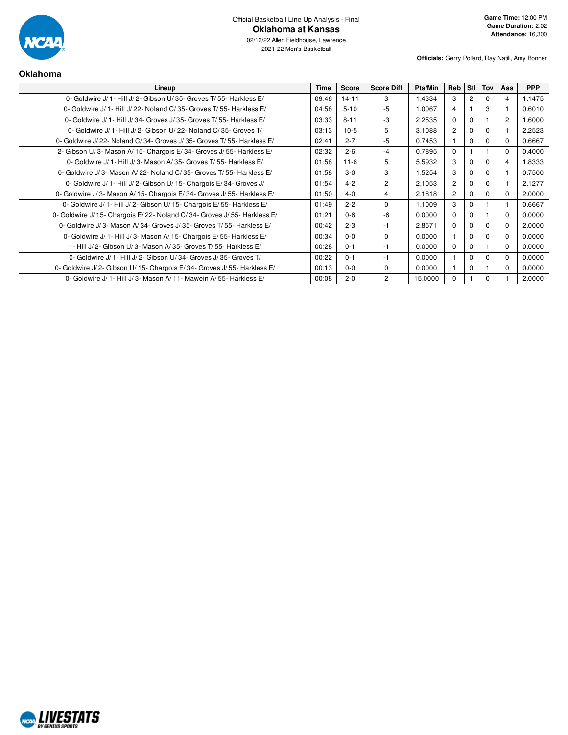Official Basketball Line Up Analysis - Final

# Oklahoma at Kansas

02/12/22 Allen Fieldhouse, Lawrence

2021-22 Men's Basketball

**Game Time:** 12:00 PM
**Game Duration:** 2:02
**Attendance:** 16,300

**Officials:** Gerry Pollard, Ray Natili, Amy Bonner

## Oklahoma

| Lineup | Time | Score | Score Diff | Pts/Min | Reb | Stl | Tov | Ass | PPP |
|---|---|---|---|---|---|---|---|---|---|
| 0- Goldwire J/ 1- Hill J/ 2- Gibson U/ 35- Groves T/ 55- Harkless E/ | 09:46 | 14-11 | 3 | 1.4334 | 3 | 2 | 0 | 4 | 1.1475 |
| 0- Goldwire J/ 1- Hill J/ 22- Noland C/ 35- Groves T/ 55- Harkless E/ | 04:58 | 5-10 | -5 | 1.0067 | 4 | 1 | 3 | 1 | 0.6010 |
| 0- Goldwire J/ 1- Hill J/ 34- Groves J/ 35- Groves T/ 55- Harkless E/ | 03:33 | 8-11 | -3 | 2.2535 | 0 | 0 | 1 | 2 | 1.6000 |
| 0- Goldwire J/ 1- Hill J/ 2- Gibson U/ 22- Noland C/ 35- Groves T/ | 03:13 | 10-5 | 5 | 3.1088 | 2 | 0 | 0 | 1 | 2.2523 |
| 0- Goldwire J/ 22- Noland C/ 34- Groves J/ 35- Groves T/ 55- Harkless E/ | 02:41 | 2-7 | -5 | 0.7453 | 1 | 0 | 0 | 0 | 0.6667 |
| 2- Gibson U/ 3- Mason A/ 15- Chargois E/ 34- Groves J/ 55- Harkless E/ | 02:32 | 2-6 | -4 | 0.7895 | 0 | 1 | 1 | 0 | 0.4000 |
| 0- Goldwire J/ 1- Hill J/ 3- Mason A/ 35- Groves T/ 55- Harkless E/ | 01:58 | 11-6 | 5 | 5.5932 | 3 | 0 | 0 | 4 | 1.8333 |
| 0- Goldwire J/ 3- Mason A/ 22- Noland C/ 35- Groves T/ 55- Harkless E/ | 01:58 | 3-0 | 3 | 1.5254 | 3 | 0 | 0 | 1 | 0.7500 |
| 0- Goldwire J/ 1- Hill J/ 2- Gibson U/ 15- Chargois E/ 34- Groves J/ | 01:54 | 4-2 | 2 | 2.1053 | 2 | 0 | 0 | 1 | 2.1277 |
| 0- Goldwire J/ 3- Mason A/ 15- Chargois E/ 34- Groves J/ 55- Harkless E/ | 01:50 | 4-0 | 4 | 2.1818 | 2 | 0 | 0 | 0 | 2.0000 |
| 0- Goldwire J/ 1- Hill J/ 2- Gibson U/ 15- Chargois E/ 55- Harkless E/ | 01:49 | 2-2 | 0 | 1.1009 | 3 | 0 | 1 | 1 | 0.6667 |
| 0- Goldwire J/ 15- Chargois E/ 22- Noland C/ 34- Groves J/ 55- Harkless E/ | 01:21 | 0-6 | -6 | 0.0000 | 0 | 0 | 1 | 0 | 0.0000 |
| 0- Goldwire J/ 3- Mason A/ 34- Groves J/ 35- Groves T/ 55- Harkless E/ | 00:42 | 2-3 | -1 | 2.8571 | 0 | 0 | 0 | 0 | 2.0000 |
| 0- Goldwire J/ 1- Hill J/ 3- Mason A/ 15- Chargois E/ 55- Harkless E/ | 00:34 | 0-0 | 0 | 0.0000 | 1 | 0 | 0 | 0 | 0.0000 |
| 1- Hill J/ 2- Gibson U/ 3- Mason A/ 35- Groves T/ 55- Harkless E/ | 00:28 | 0-1 | -1 | 0.0000 | 0 | 0 | 1 | 0 | 0.0000 |
| 0- Goldwire J/ 1- Hill J/ 2- Gibson U/ 34- Groves J/ 35- Groves T/ | 00:22 | 0-1 | -1 | 0.0000 | 1 | 0 | 0 | 0 | 0.0000 |
| 0- Goldwire J/ 2- Gibson U/ 15- Chargois E/ 34- Groves J/ 55- Harkless E/ | 00:13 | 0-0 | 0 | 0.0000 | 1 | 0 | 1 | 0 | 0.0000 |
| 0- Goldwire J/ 1- Hill J/ 3- Mason A/ 11- Mawein A/ 55- Harkless E/ | 00:08 | 2-0 | 2 | 15.0000 | 0 | 1 | 0 | 1 | 2.0000 |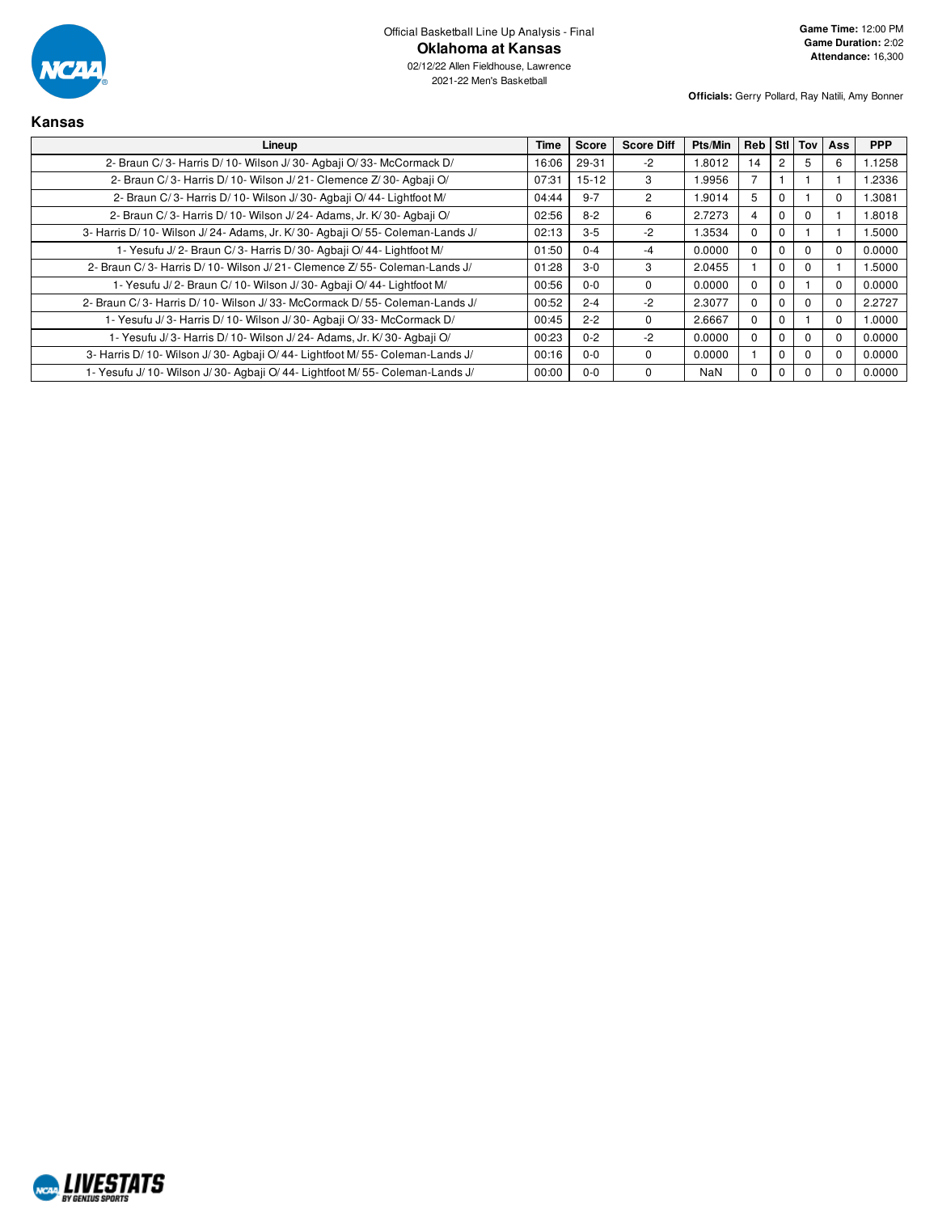Official Basketball Line Up Analysis - Final

# Oklahoma at Kansas

02/12/22 Allen Fieldhouse, Lawrence

2021-22 Men's Basketball

**Game Time:** 12:00 PM
**Game Duration:** 2:02
**Attendance:** 16,300

**Officials:** Gerry Pollard, Ray Natili, Amy Bonner

## Kansas

| Lineup | Time | Score | Score Diff | Pts/Min | Reb | Stl | Tov | Ass | PPP |
|---|---|---|---|---|---|---|---|---|---|
| 2- Braun C/ 3- Harris D/ 10- Wilson J/ 30- Agbaji O/ 33- McCormack D/ | 16:06 | 29-31 | -2 | 1.8012 | 14 | 2 | 5 | 6 | 1.1258 |
| 2- Braun C/ 3- Harris D/ 10- Wilson J/ 21- Clemence Z/ 30- Agbaji O/ | 07:31 | 15-12 | 3 | 1.9956 | 7 | 1 | 1 | 1 | 1.2336 |
| 2- Braun C/ 3- Harris D/ 10- Wilson J/ 30- Agbaji O/ 44- Lightfoot M/ | 04:44 | 9-7 | 2 | 1.9014 | 5 | 0 | 1 | 0 | 1.3081 |
| 2- Braun C/ 3- Harris D/ 10- Wilson J/ 24- Adams, Jr. K/ 30- Agbaji O/ | 02:56 | 8-2 | 6 | 2.7273 | 4 | 0 | 0 | 1 | 1.8018 |
| 3- Harris D/ 10- Wilson J/ 24- Adams, Jr. K/ 30- Agbaji O/ 55- Coleman-Lands J/ | 02:13 | 3-5 | -2 | 1.3534 | 0 | 0 | 1 | 1 | 1.5000 |
| 1- Yesufu J/ 2- Braun C/ 3- Harris D/ 30- Agbaji O/ 44- Lightfoot M/ | 01:50 | 0-4 | -4 | 0.0000 | 0 | 0 | 0 | 0 | 0.0000 |
| 2- Braun C/ 3- Harris D/ 10- Wilson J/ 21- Clemence Z/ 55- Coleman-Lands J/ | 01:28 | 3-0 | 3 | 2.0455 | 1 | 0 | 0 | 1 | 1.5000 |
| 1- Yesufu J/ 2- Braun C/ 10- Wilson J/ 30- Agbaji O/ 44- Lightfoot M/ | 00:56 | 0-0 | 0 | 0.0000 | 0 | 0 | 1 | 0 | 0.0000 |
| 2- Braun C/ 3- Harris D/ 10- Wilson J/ 33- McCormack D/ 55- Coleman-Lands J/ | 00:52 | 2-4 | -2 | 2.3077 | 0 | 0 | 0 | 0 | 2.2727 |
| 1- Yesufu J/ 3- Harris D/ 10- Wilson J/ 30- Agbaji O/ 33- McCormack D/ | 00:45 | 2-2 | 0 | 2.6667 | 0 | 0 | 1 | 0 | 1.0000 |
| 1- Yesufu J/ 3- Harris D/ 10- Wilson J/ 24- Adams, Jr. K/ 30- Agbaji O/ | 00:23 | 0-2 | -2 | 0.0000 | 0 | 0 | 0 | 0 | 0.0000 |
| 3- Harris D/ 10- Wilson J/ 30- Agbaji O/ 44- Lightfoot M/ 55- Coleman-Lands J/ | 00:16 | 0-0 | 0 | 0.0000 | 1 | 0 | 0 | 0 | 0.0000 |
| 1- Yesufu J/ 10- Wilson J/ 30- Agbaji O/ 44- Lightfoot M/ 55- Coleman-Lands J/ | 00:00 | 0-0 | 0 | NaN | 0 | 0 | 0 | 0 | 0.0000 |